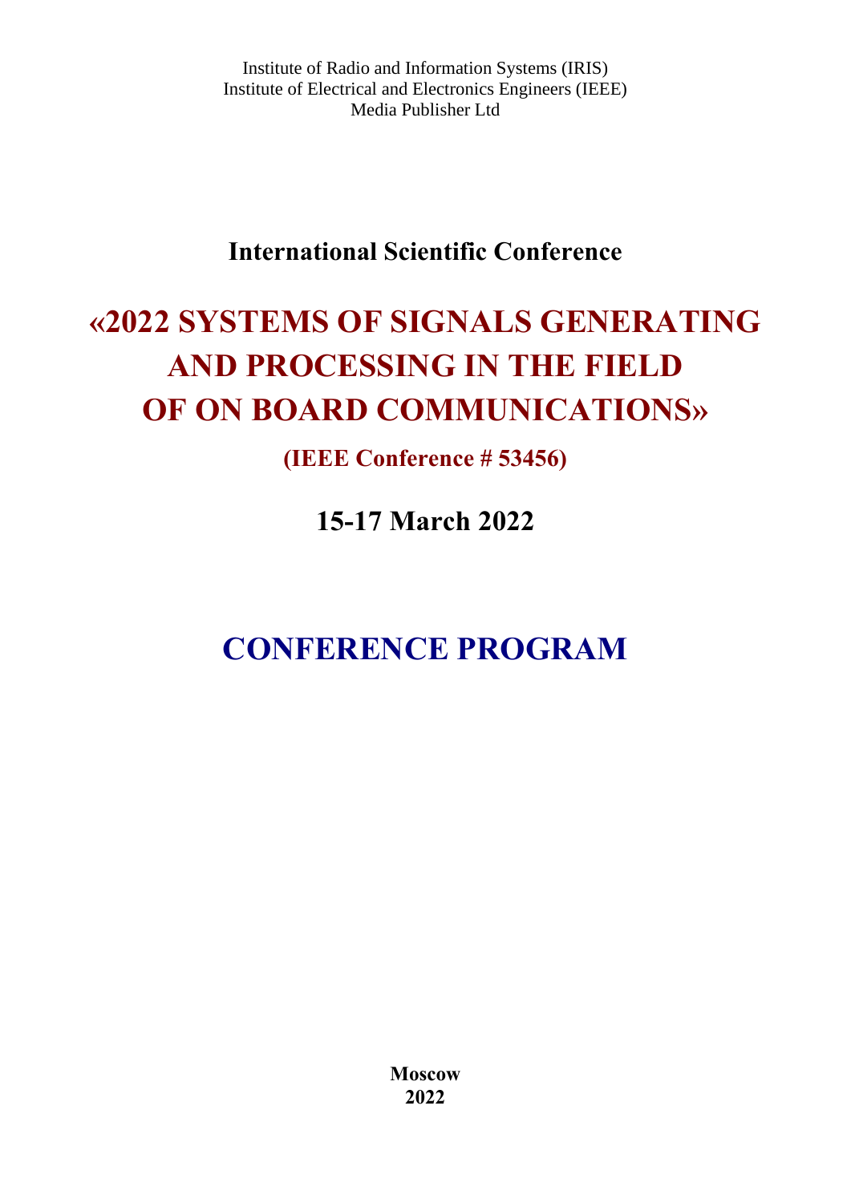Institute of Radio and Information Systems (IRIS)
Institute of Electrical and Electronics Engineers (IEEE)
Media Publisher Ltd

## International Scientific Conference

# «2022 SYSTEMS OF SIGNALS GENERATING AND PROCESSING IN THE FIELD OF ON BOARD COMMUNICATIONS»

## (IEEE Conference # 53456)

## 15-17 March 2022

# CONFERENCE PROGRAM

**Moscow**
**2022**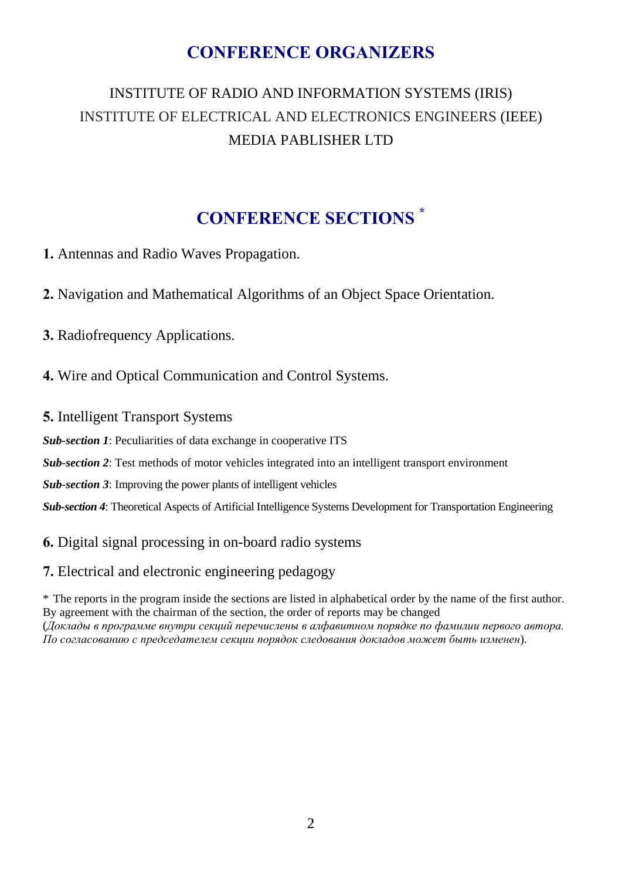## CONFERENCE ORGANIZERS

INSTITUTE OF RADIO AND INFORMATION SYSTEMS (IRIS)
INSTITUTE OF ELECTRICAL AND ELECTRONICS ENGINEERS (IEEE)
MEDIA PABLISHER LTD

## CONFERENCE SECTIONS *

**1.** Antennas and Radio Waves Propagation.

**2.** Navigation and Mathematical Algorithms of an Object Space Orientation.

**3.** Radiofrequency Applications.

**4.** Wire and Optical Communication and Control Systems.

**5.** Intelligent Transport Systems

***Sub-section 1***: Peculiarities of data exchange in cooperative ITS

***Sub-section 2***: Test methods of motor vehicles integrated into an intelligent transport environment

***Sub-section 3***: Improving the power plants of intelligent vehicles

***Sub-section 4***: Theoretical Aspects of Artificial Intelligence Systems Development for Transportation Engineering

**6.** Digital signal processing in on-board radio systems

**7.** Electrical and electronic engineering pedagogy

\* The reports in the program inside the sections are listed in alphabetical order by the name of the first author. By agreement with the chairman of the section, the order of reports may be changed
(*Доклады в программе внутри секций перечислены в алфавитном порядке по фамилии первого автора. По согласованию с председателем секции порядок следования докладов может быть изменен*).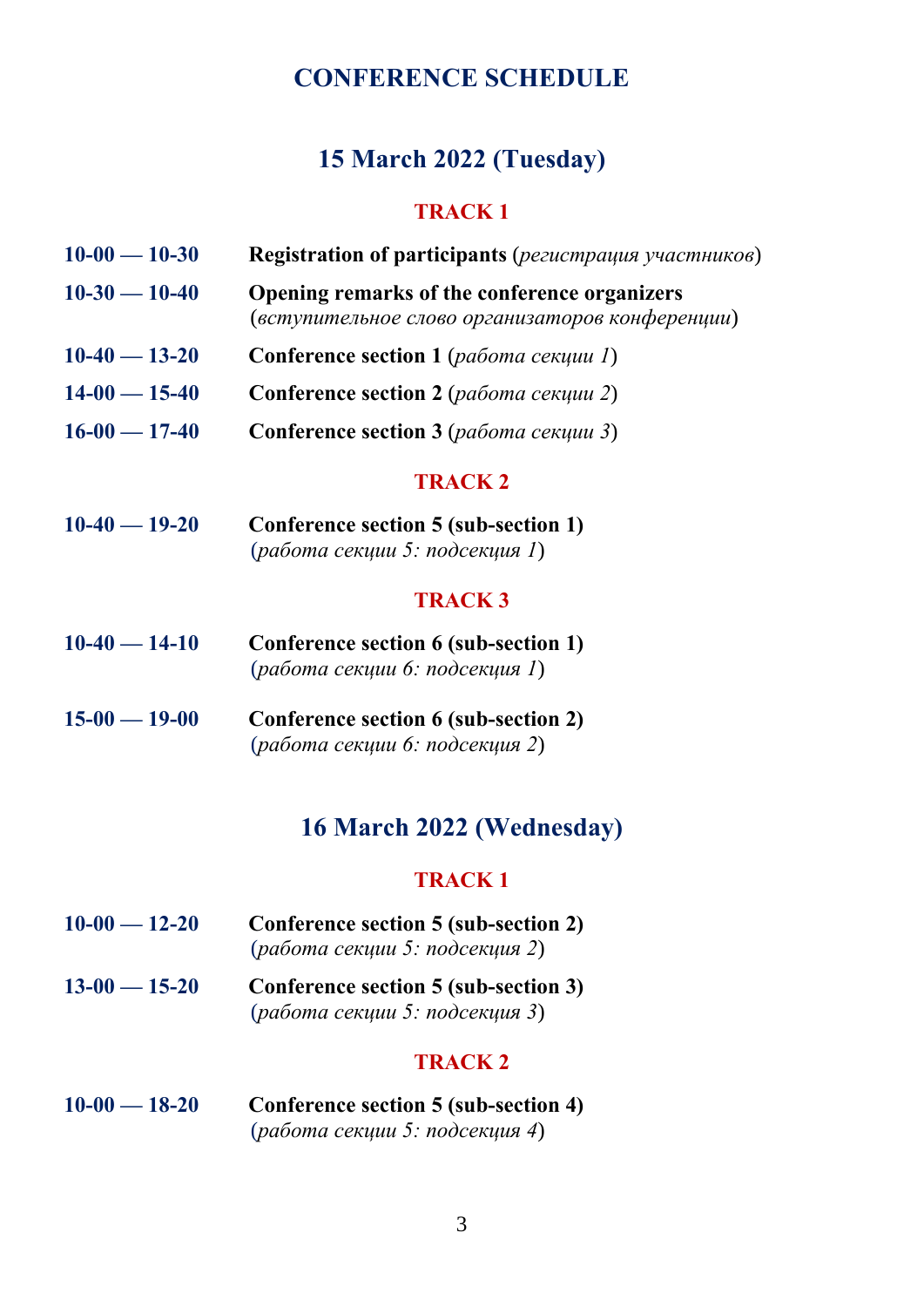# CONFERENCE SCHEDULE

## 15 March 2022 (Tuesday)

### TRACK 1

**10-00 — 10-30** **Registration of participants** (*регистрация участников*)

**10-30 — 10-40** **Opening remarks of the conference organizers** (*вступительное слово организаторов конференции*)

**10-40 — 13-20** **Conference section 1** (*работа секции 1*)

**14-00 — 15-40** **Conference section 2** (*работа секции 2*)

**16-00 — 17-40** **Conference section 3** (*работа секции 3*)

### TRACK 2

**10-40 — 19-20** **Conference section 5 (sub-section 1)** (*работа секции 5: подсекция 1*)

### TRACK 3

**10-40 — 14-10** **Conference section 6 (sub-section 1)** (*работа секции 6: подсекция 1*)

**15-00 — 19-00** **Conference section 6 (sub-section 2)** (*работа секции 6: подсекция 2*)

## 16 March 2022 (Wednesday)

### TRACK 1

**10-00 — 12-20** **Conference section 5 (sub-section 2)** (*работа секции 5: подсекция 2*)

**13-00 — 15-20** **Conference section 5 (sub-section 3)** (*работа секции 5: подсекция 3*)

### TRACK 2

**10-00 — 18-20** **Conference section 5 (sub-section 4)** (*работа секции 5: подсекция 4*)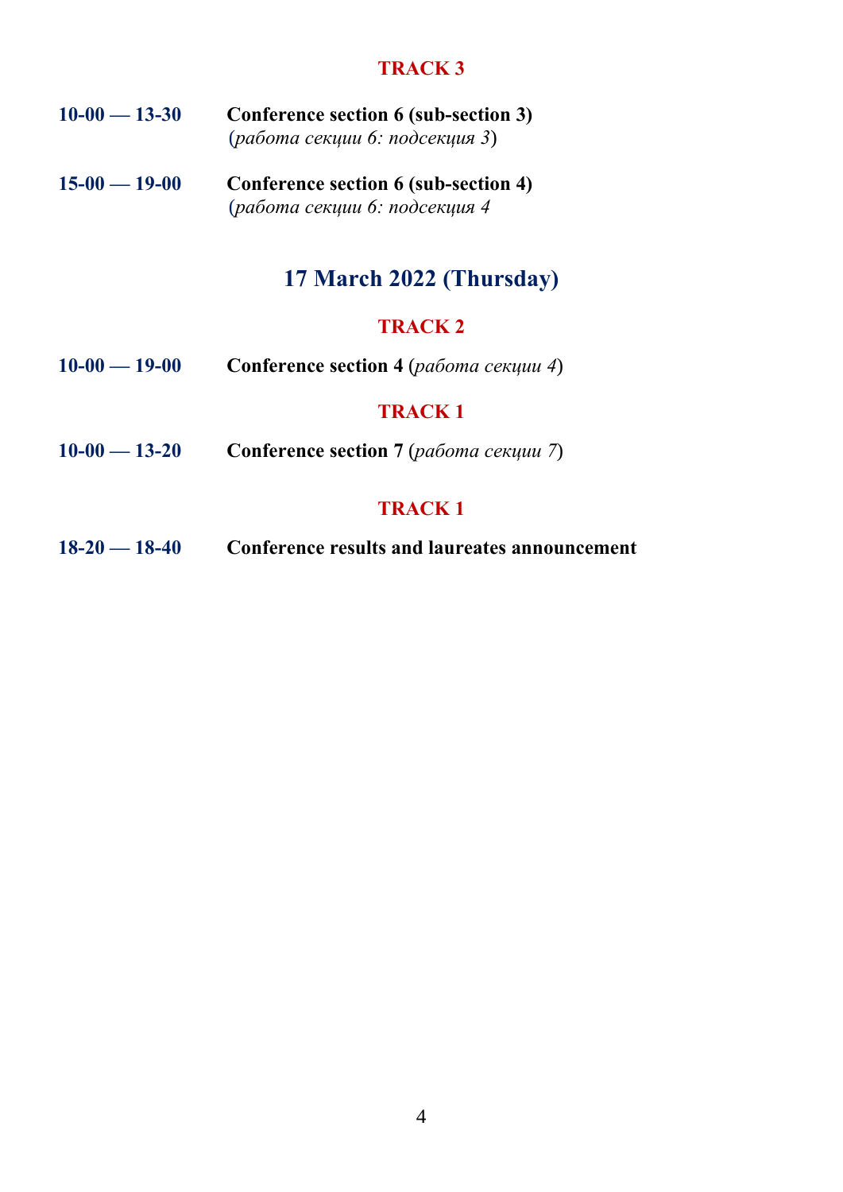### TRACK 3

**10-00 — 13-30** **Conference section 6 (sub-section 3)**
(*работа секции 6: подсекция 3*)

**15-00 — 19-00** **Conference section 6 (sub-section 4)**
(*работа секции 6: подсекция 4*

## 17 March 2022 (Thursday)

### TRACK 2

**10-00 — 19-00** **Conference section 4** (*работа секции 4*)

### TRACK 1

**10-00 — 13-20** **Conference section 7** (*работа секции 7*)

### TRACK 1

**18-20 — 18-40** **Conference results and laureates announcement**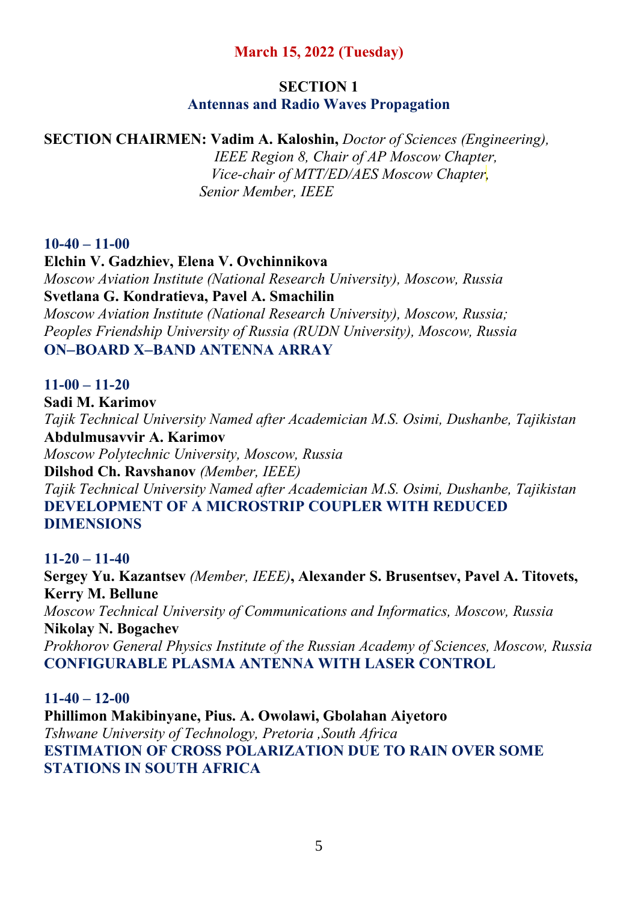## March 15, 2022 (Tuesday)

### SECTION 1
### Antennas and Radio Waves Propagation

**SECTION CHAIRMEN: Vadim A. Kaloshin,** *Doctor of Sciences (Engineering), IEEE Region 8, Chair of AP Moscow Chapter, Vice-chair of MTT/ED/AES Moscow Chapter, Senior Member, IEEE*

**10-40 – 11-00**
**Elchin V. Gadzhiev, Elena V. Ovchinnikova**
*Moscow Aviation Institute (National Research University), Moscow, Russia*
**Svetlana G. Kondratieva, Pavel A. Smachilin**
*Moscow Aviation Institute (National Research University), Moscow, Russia;*
*Peoples Friendship University of Russia (RUDN University), Moscow, Russia*
**ON–BOARD X–BAND ANTENNA ARRAY**

**11-00 – 11-20**
**Sadi M. Karimov**
*Tajik Technical University Named after Academician M.S. Osimi, Dushanbe, Tajikistan*
**Abdulmusavvir A. Karimov**
*Moscow Polytechnic University, Moscow, Russia*
**Dilshod Ch. Ravshanov** *(Member, IEEE)*
*Tajik Technical University Named after Academician M.S. Osimi, Dushanbe, Tajikistan*
**DEVELOPMENT OF A MICROSTRIP COUPLER WITH REDUCED DIMENSIONS**

**11-20 – 11-40**
**Sergey Yu. Kazantsev** *(Member, IEEE)*, **Alexander S. Brusentsev, Pavel A. Titovets, Kerry M. Bellune**
*Moscow Technical University of Communications and Informatics, Moscow, Russia*
**Nikolay N. Bogachev**
*Prokhorov General Physics Institute of the Russian Academy of Sciences, Moscow, Russia*
**CONFIGURABLE PLASMA ANTENNA WITH LASER CONTROL**

**11-40 – 12-00**
**Phillimon Makibinyane, Pius. A. Owolawi, Gbolahan Aiyetoro**
*Tshwane University of Technology, Pretoria ,South Africa*
**ESTIMATION OF CROSS POLARIZATION DUE TO RAIN OVER SOME STATIONS IN SOUTH AFRICA**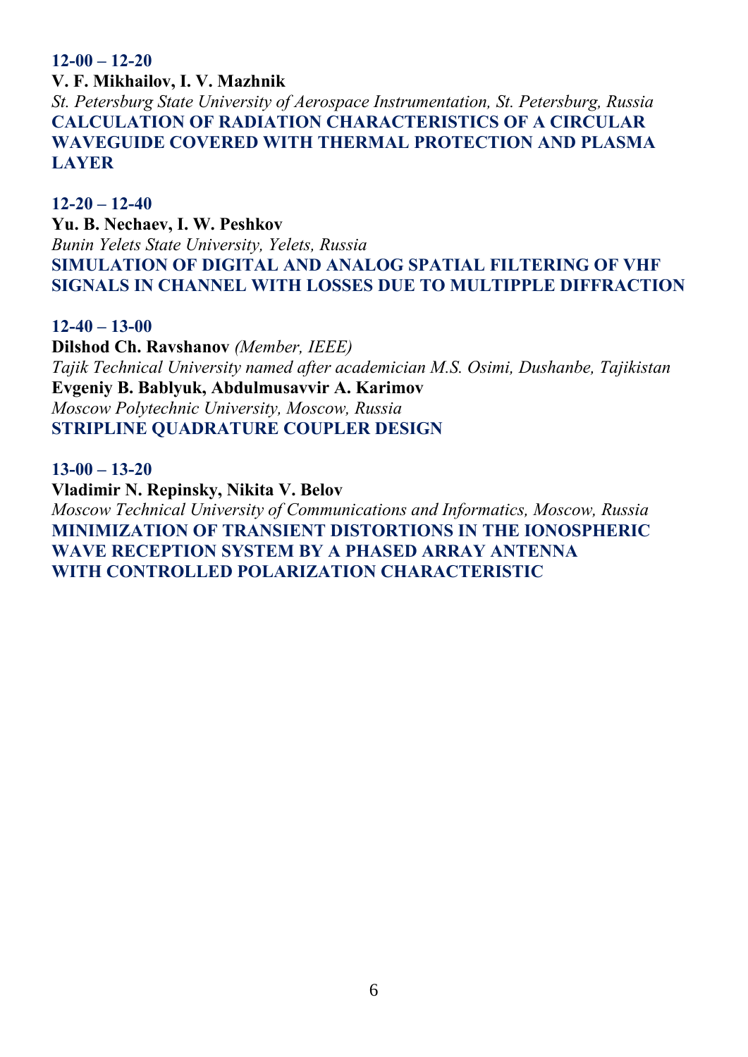**12-00 – 12-20**

**V. F. Mikhailov, I. V. Mazhnik**

*St. Petersburg State University of Aerospace Instrumentation, St. Petersburg, Russia*

**CALCULATION OF RADIATION CHARACTERISTICS OF A CIRCULAR WAVEGUIDE COVERED WITH THERMAL PROTECTION AND PLASMA LAYER**

**12-20 – 12-40**

**Yu. B. Nechaev, I. W. Peshkov**

*Bunin Yelets State University, Yelets, Russia*

**SIMULATION OF DIGITAL AND ANALOG SPATIAL FILTERING OF VHF SIGNALS IN CHANNEL WITH LOSSES DUE TO MULTIPPLE DIFFRACTION**

**12-40 – 13-00**

**Dilshod Ch. Ravshanov** *(Member, IEEE)*

*Tajik Technical University named after academician M.S. Osimi, Dushanbe, Tajikistan*

**Evgeniy B. Bablyuk, Abdulmusavvir A. Karimov**

*Moscow Polytechnic University, Moscow, Russia*

**STRIPLINE QUADRATURE COUPLER DESIGN**

**13-00 – 13-20**

**Vladimir N. Repinsky, Nikita V. Belov**

*Moscow Technical University of Communications and Informatics, Moscow, Russia*

**MINIMIZATION OF TRANSIENT DISTORTIONS IN THE IONOSPHERIC WAVE RECEPTION SYSTEM BY A PHASED ARRAY ANTENNA WITH CONTROLLED POLARIZATION CHARACTERISTIC**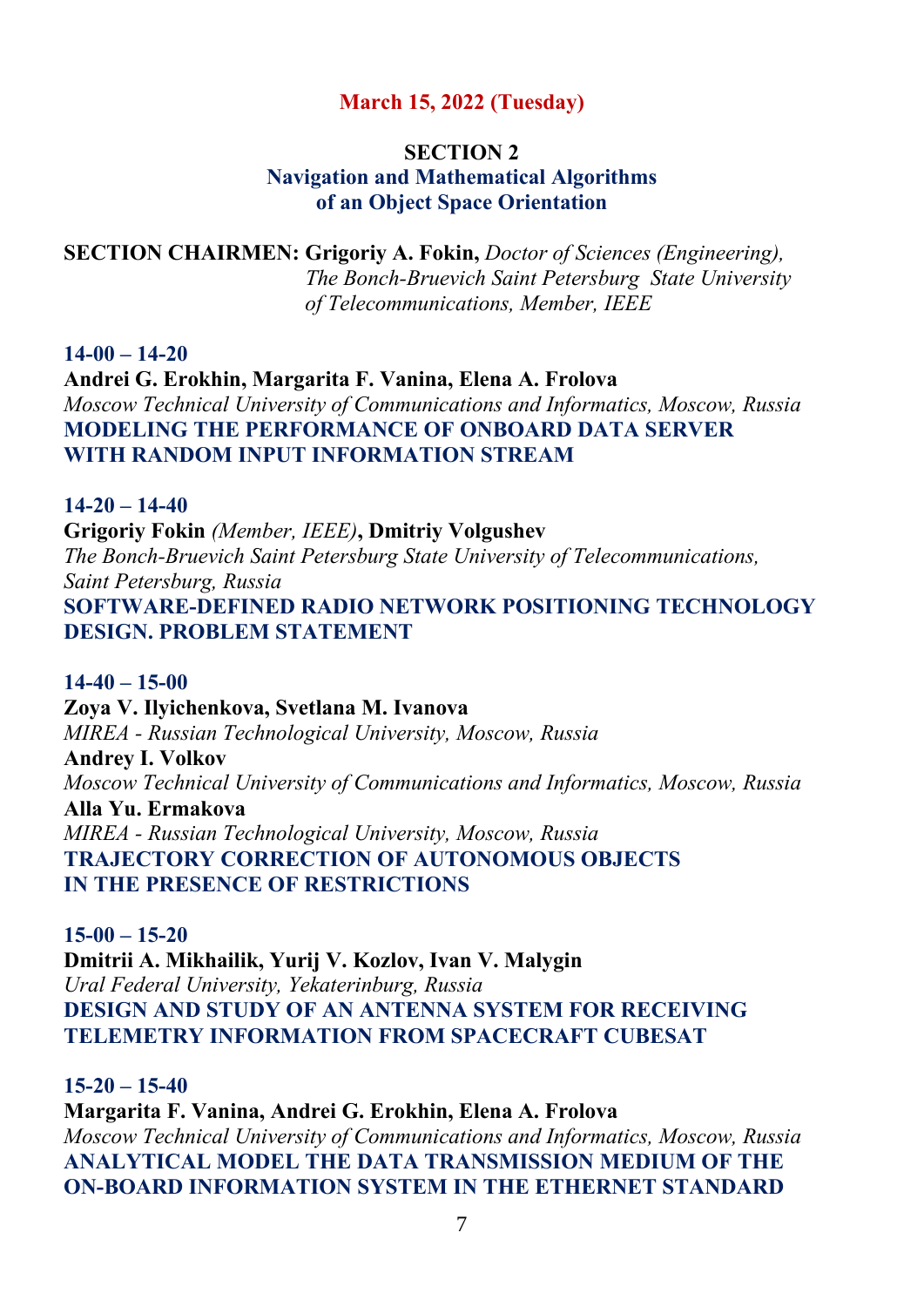**March 15, 2022 (Tuesday)**

## SECTION 2
## Navigation and Mathematical Algorithms of an Object Space Orientation

**SECTION CHAIRMEN: Grigoriy A. Fokin,** *Doctor of Sciences (Engineering), The Bonch-Bruevich Saint Petersburg State University of Telecommunications, Member, IEEE*

**14-00 – 14-20**
**Andrei G. Erokhin, Margarita F. Vanina, Elena A. Frolova**
*Moscow Technical University of Communications and Informatics, Moscow, Russia*
**MODELING THE PERFORMANCE OF ONBOARD DATA SERVER WITH RANDOM INPUT INFORMATION STREAM**

**14-20 – 14-40**
**Grigoriy Fokin** *(Member, IEEE)*, **Dmitriy Volgushev**
*The Bonch-Bruevich Saint Petersburg State University of Telecommunications, Saint Petersburg, Russia*
**SOFTWARE-DEFINED RADIO NETWORK POSITIONING TECHNOLOGY DESIGN. PROBLEM STATEMENT**

**14-40 – 15-00**
**Zoya V. Ilyichenkova, Svetlana M. Ivanova**
*MIREA - Russian Technological University, Moscow, Russia*
**Andrey I. Volkov**
*Moscow Technical University of Communications and Informatics, Moscow, Russia*
**Alla Yu. Ermakova**
*MIREA - Russian Technological University, Moscow, Russia*
**TRAJECTORY CORRECTION OF AUTONOMOUS OBJECTS IN THE PRESENCE OF RESTRICTIONS**

**15-00 – 15-20**
**Dmitrii A. Mikhailik, Yurij V. Kozlov, Ivan V. Malygin**
*Ural Federal University, Yekaterinburg, Russia*
**DESIGN AND STUDY OF AN ANTENNA SYSTEM FOR RECEIVING TELEMETRY INFORMATION FROM SPACECRAFT CUBESAT**

**15-20 – 15-40**
**Margarita F. Vanina, Andrei G. Erokhin, Elena A. Frolova**
*Moscow Technical University of Communications and Informatics, Moscow, Russia*
**ANALYTICAL MODEL THE DATA TRANSMISSION MEDIUM OF THE ON-BOARD INFORMATION SYSTEM IN THE ETHERNET STANDARD**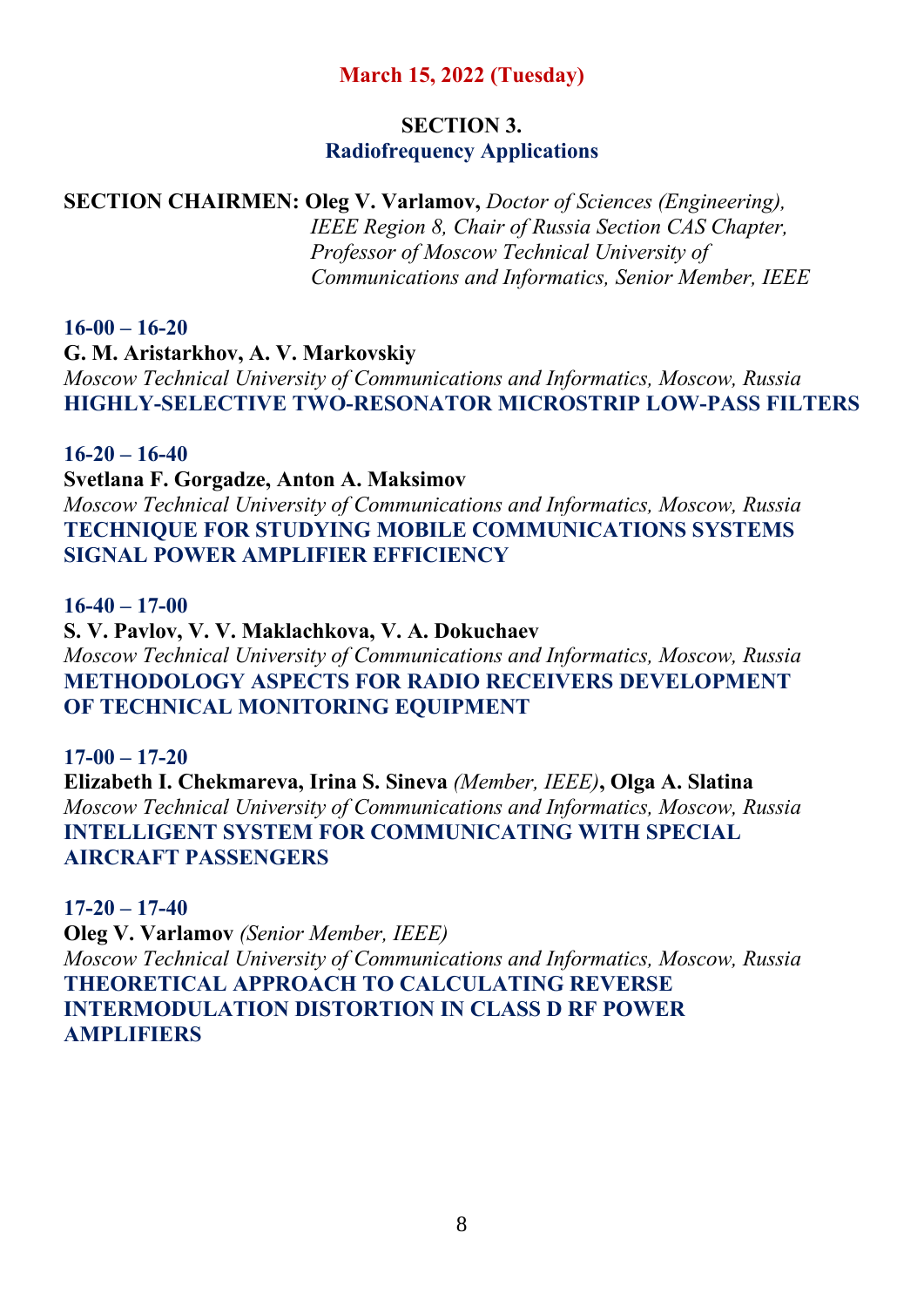**March 15, 2022 (Tuesday)**

## SECTION 3.
## Radiofrequency Applications

**SECTION CHAIRMEN: Oleg V. Varlamov,** *Doctor of Sciences (Engineering), IEEE Region 8, Chair of Russia Section CAS Chapter, Professor of Moscow Technical University of Communications and Informatics, Senior Member, IEEE*

**16-00 – 16-20**
**G. M. Aristarkhov, A. V. Markovskiy**
*Moscow Technical University of Communications and Informatics, Moscow, Russia*
**HIGHLY-SELECTIVE TWO-RESONATOR MICROSTRIP LOW-PASS FILTERS**

**16-20 – 16-40**
**Svetlana F. Gorgadze, Anton A. Maksimov**
*Moscow Technical University of Communications and Informatics, Moscow, Russia*
**TECHNIQUE FOR STUDYING MOBILE COMMUNICATIONS SYSTEMS SIGNAL POWER AMPLIFIER EFFICIENCY**

**16-40 – 17-00**
**S. V. Pavlov, V. V. Maklachkova, V. A. Dokuchaev**
*Moscow Technical University of Communications and Informatics, Moscow, Russia*
**METHODOLOGY ASPECTS FOR RADIO RECEIVERS DEVELOPMENT OF TECHNICAL MONITORING EQUIPMENT**

**17-00 – 17-20**
**Elizabeth I. Chekmareva, Irina S. Sineva** *(Member, IEEE)***, Olga A. Slatina**
*Moscow Technical University of Communications and Informatics, Moscow, Russia*
**INTELLIGENT SYSTEM FOR COMMUNICATING WITH SPECIAL AIRCRAFT PASSENGERS**

**17-20 – 17-40**
**Oleg V. Varlamov** *(Senior Member, IEEE)*
*Moscow Technical University of Communications and Informatics, Moscow, Russia*
**THEORETICAL APPROACH TO CALCULATING REVERSE INTERMODULATION DISTORTION IN CLASS D RF POWER AMPLIFIERS**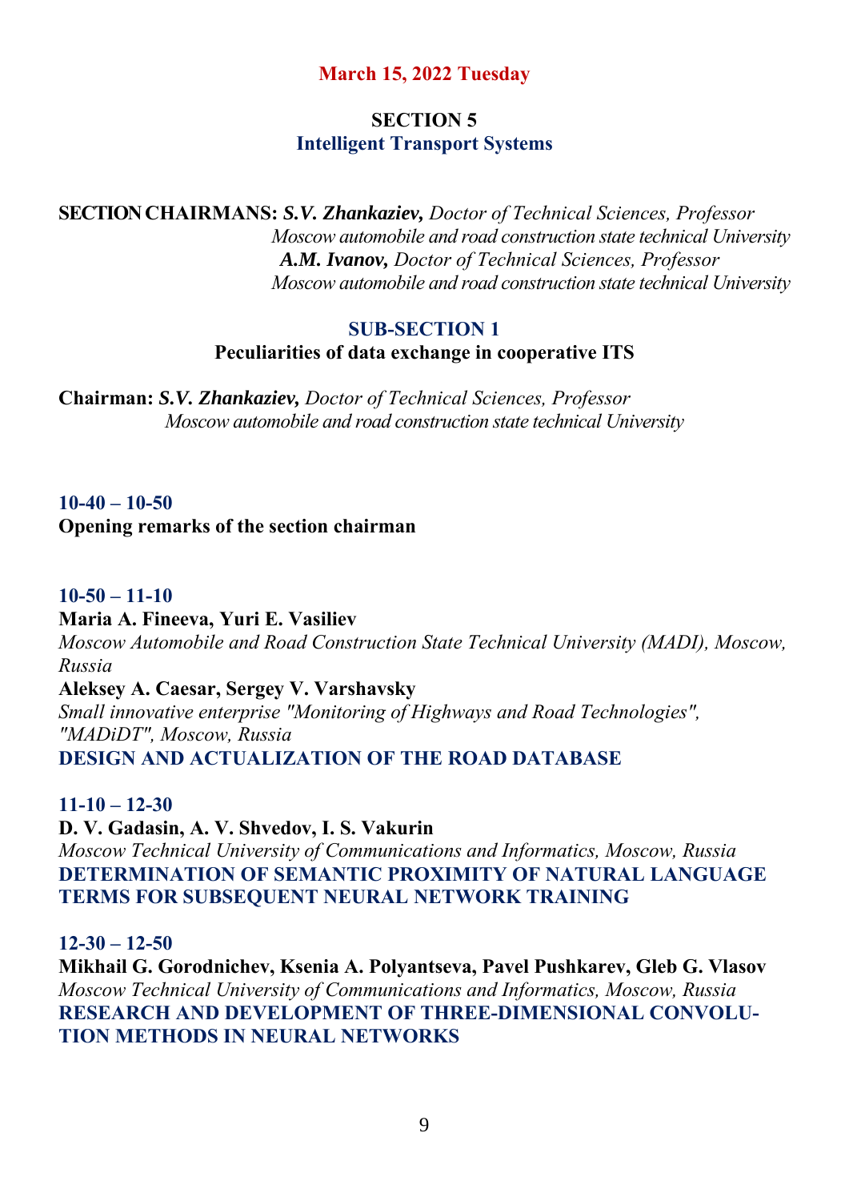**March 15, 2022 Tuesday**

## SECTION 5
## Intelligent Transport Systems

**SECTION CHAIRMANS:** ***S.V. Zhankaziev,*** *Doctor of Technical Sciences, Professor*
*Moscow automobile and road construction state technical University*
***A.M. Ivanov,*** *Doctor of Technical Sciences, Professor*
*Moscow automobile and road construction state technical University*

### SUB-SECTION 1
### Peculiarities of data exchange in cooperative ITS

**Chairman:** ***S.V. Zhankaziev,*** *Doctor of Technical Sciences, Professor*
*Moscow automobile and road construction state technical University*

**10-40 – 10-50**
**Opening remarks of the section chairman**

**10-50 – 11-10**
**Maria A. Fineeva, Yuri E. Vasiliev**
*Moscow Automobile and Road Construction State Technical University (MADI), Moscow, Russia*
**Aleksey A. Caesar, Sergey V. Varshavsky**
*Small innovative enterprise "Monitoring of Highways and Road Technologies", "MADiDT", Moscow, Russia*
**DESIGN AND ACTUALIZATION OF THE ROAD DATABASE**

**11-10 – 12-30**
**D. V. Gadasin, A. V. Shvedov, I. S. Vakurin**
*Moscow Technical University of Communications and Informatics, Moscow, Russia*
**DETERMINATION OF SEMANTIC PROXIMITY OF NATURAL LANGUAGE TERMS FOR SUBSEQUENT NEURAL NETWORK TRAINING**

**12-30 – 12-50**
**Mikhail G. Gorodnichev, Ksenia A. Polyantseva, Pavel Pushkarev, Gleb G. Vlasov**
*Moscow Technical University of Communications and Informatics, Moscow, Russia*
**RESEARCH AND DEVELOPMENT OF THREE-DIMENSIONAL CONVOLUTION METHODS IN NEURAL NETWORKS**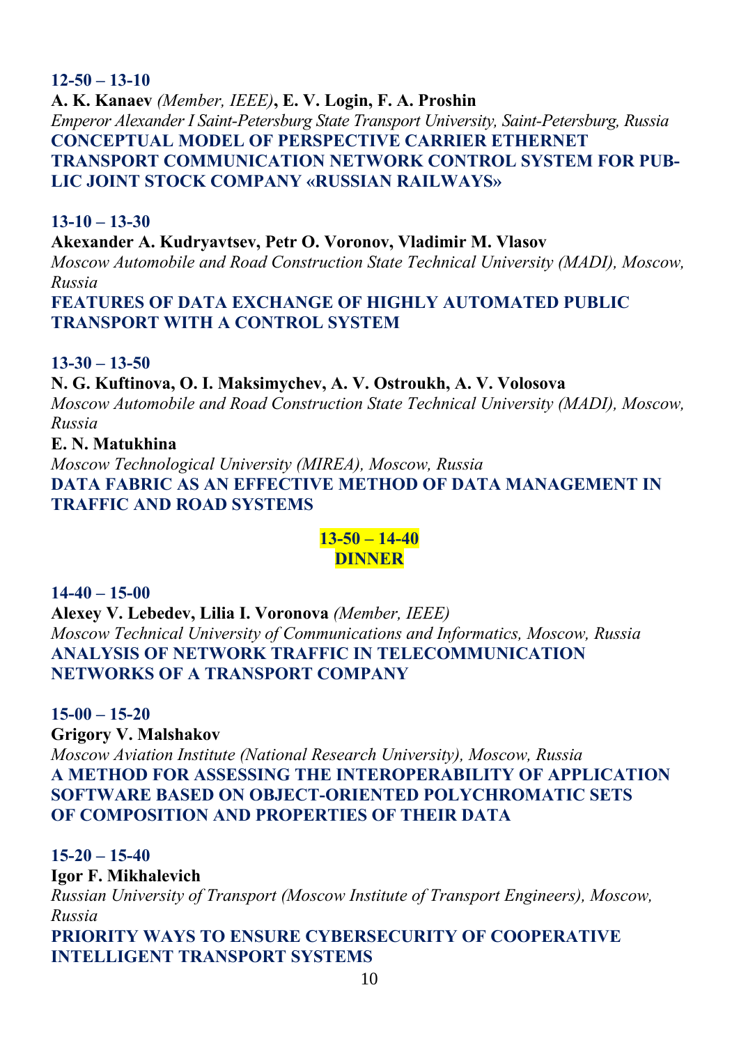**12-50 – 13-10**

**A. K. Kanaev** *(Member, IEEE)*, **E. V. Login, F. A. Proshin**

*Emperor Alexander I Saint-Petersburg State Transport University, Saint-Petersburg, Russia*

**CONCEPTUAL MODEL OF PERSPECTIVE CARRIER ETHERNET TRANSPORT COMMUNICATION NETWORK CONTROL SYSTEM FOR PUBLIC JOINT STOCK COMPANY «RUSSIAN RAILWAYS»**

**13-10 – 13-30**

**Akexander A. Kudryavtsev, Petr O. Voronov, Vladimir M. Vlasov**

*Moscow Automobile and Road Construction State Technical University (MADI), Moscow, Russia*

**FEATURES OF DATA EXCHANGE OF HIGHLY AUTOMATED PUBLIC TRANSPORT WITH A CONTROL SYSTEM**

**13-30 – 13-50**

**N. G. Kuftinova, O. I. Maksimychev, A. V. Ostroukh, A. V. Volosova**

*Moscow Automobile and Road Construction State Technical University (MADI), Moscow, Russia*

**E. N. Matukhina**

*Moscow Technological University (MIREA), Moscow, Russia*

**DATA FABRIC AS AN EFFECTIVE METHOD OF DATA MANAGEMENT IN TRAFFIC AND ROAD SYSTEMS**

**13-50 – 14-40**
**DINNER**

**14-40 – 15-00**

**Alexey V. Lebedev, Lilia I. Voronova** *(Member, IEEE)*

*Moscow Technical University of Communications and Informatics, Moscow, Russia*

**ANALYSIS OF NETWORK TRAFFIC IN TELECOMMUNICATION NETWORKS OF A TRANSPORT COMPANY**

**15-00 – 15-20**

**Grigory V. Malshakov**

*Moscow Aviation Institute (National Research University), Moscow, Russia*

**A METHOD FOR ASSESSING THE INTEROPERABILITY OF APPLICATION SOFTWARE BASED ON OBJECT-ORIENTED POLYCHROMATIC SETS OF COMPOSITION AND PROPERTIES OF THEIR DATA**

**15-20 – 15-40**

**Igor F. Mikhalevich**

*Russian University of Transport (Moscow Institute of Transport Engineers), Moscow, Russia*

**PRIORITY WAYS TO ENSURE CYBERSECURITY OF COOPERATIVE INTELLIGENT TRANSPORT SYSTEMS**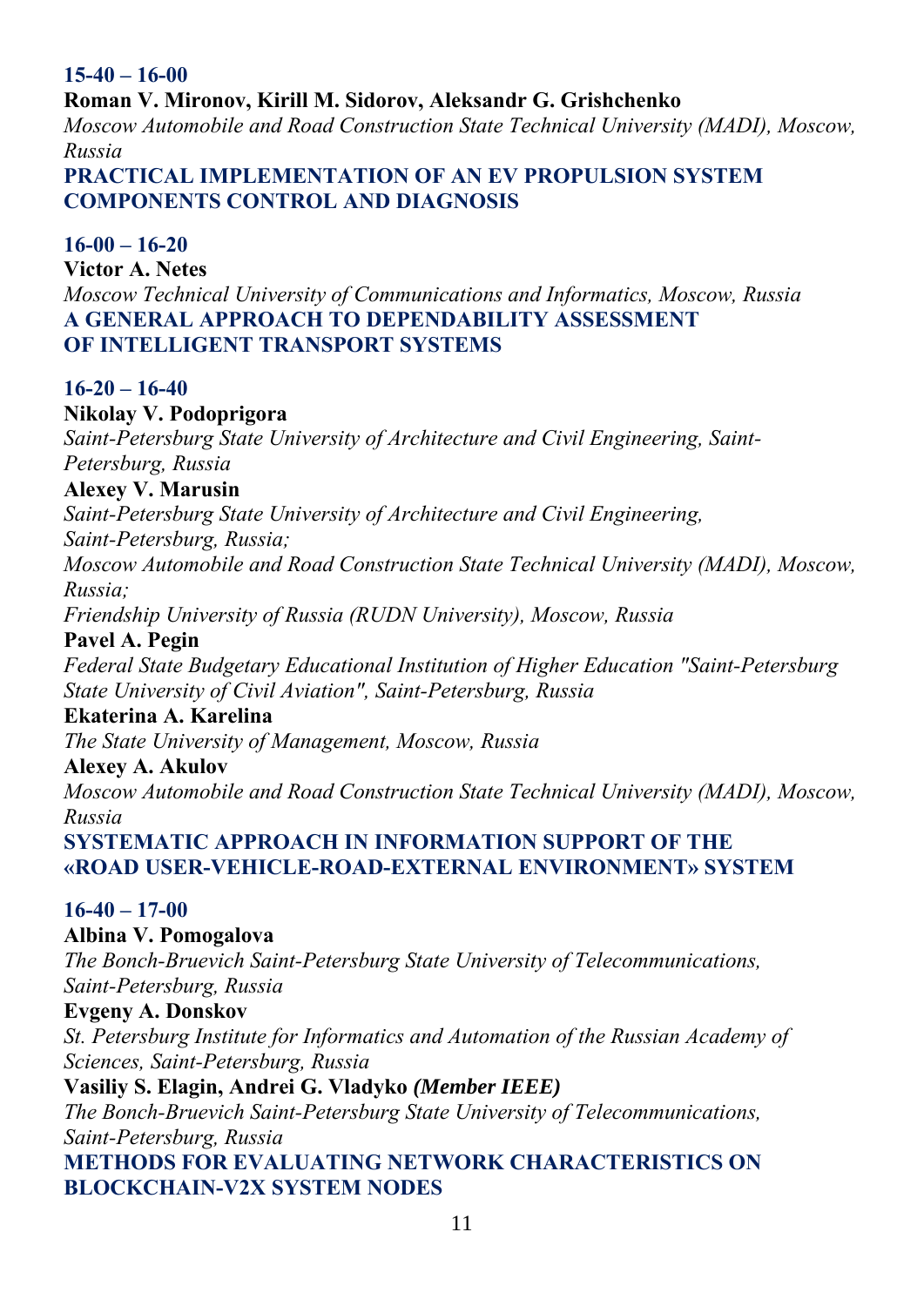**15-40 – 16-00**

**Roman V. Mironov, Kirill M. Sidorov, Aleksandr G. Grishchenko**

*Moscow Automobile and Road Construction State Technical University (MADI), Moscow, Russia*

**PRACTICAL IMPLEMENTATION OF AN EV PROPULSION SYSTEM COMPONENTS CONTROL AND DIAGNOSIS**

**16-00 – 16-20**

**Victor A. Netes**

*Moscow Technical University of Communications and Informatics, Moscow, Russia*

**A GENERAL APPROACH TO DEPENDABILITY ASSESSMENT OF INTELLIGENT TRANSPORT SYSTEMS**

**16-20 – 16-40**

**Nikolay V. Podoprigora**

*Saint-Petersburg State University of Architecture and Civil Engineering, Saint-Petersburg, Russia*

**Alexey V. Marusin**

*Saint-Petersburg State University of Architecture and Civil Engineering, Saint-Petersburg, Russia;*

*Moscow Automobile and Road Construction State Technical University (MADI), Moscow, Russia;*

*Friendship University of Russia (RUDN University), Moscow, Russia*

**Pavel A. Pegin**

*Federal State Budgetary Educational Institution of Higher Education "Saint-Petersburg State University of Civil Aviation", Saint-Petersburg, Russia*

**Ekaterina A. Karelina**

*The State University of Management, Moscow, Russia*

**Alexey A. Akulov**

*Moscow Automobile and Road Construction State Technical University (MADI), Moscow, Russia*

**SYSTEMATIC APPROACH IN INFORMATION SUPPORT OF THE «ROAD USER-VEHICLE-ROAD-EXTERNAL ENVIRONMENT» SYSTEM**

**16-40 – 17-00**

**Albina V. Pomogalova**

*The Bonch-Bruevich Saint-Petersburg State University of Telecommunications, Saint-Petersburg, Russia*

**Evgeny A. Donskov**

*St. Petersburg Institute for Informatics and Automation of the Russian Academy of Sciences, Saint-Petersburg, Russia*

**Vasiliy S. Elagin, Andrei G. Vladyko** ***(Member IEEE)***

*The Bonch-Bruevich Saint-Petersburg State University of Telecommunications, Saint-Petersburg, Russia*

**METHODS FOR EVALUATING NETWORK CHARACTERISTICS ON BLOCKCHAIN-V2X SYSTEM NODES**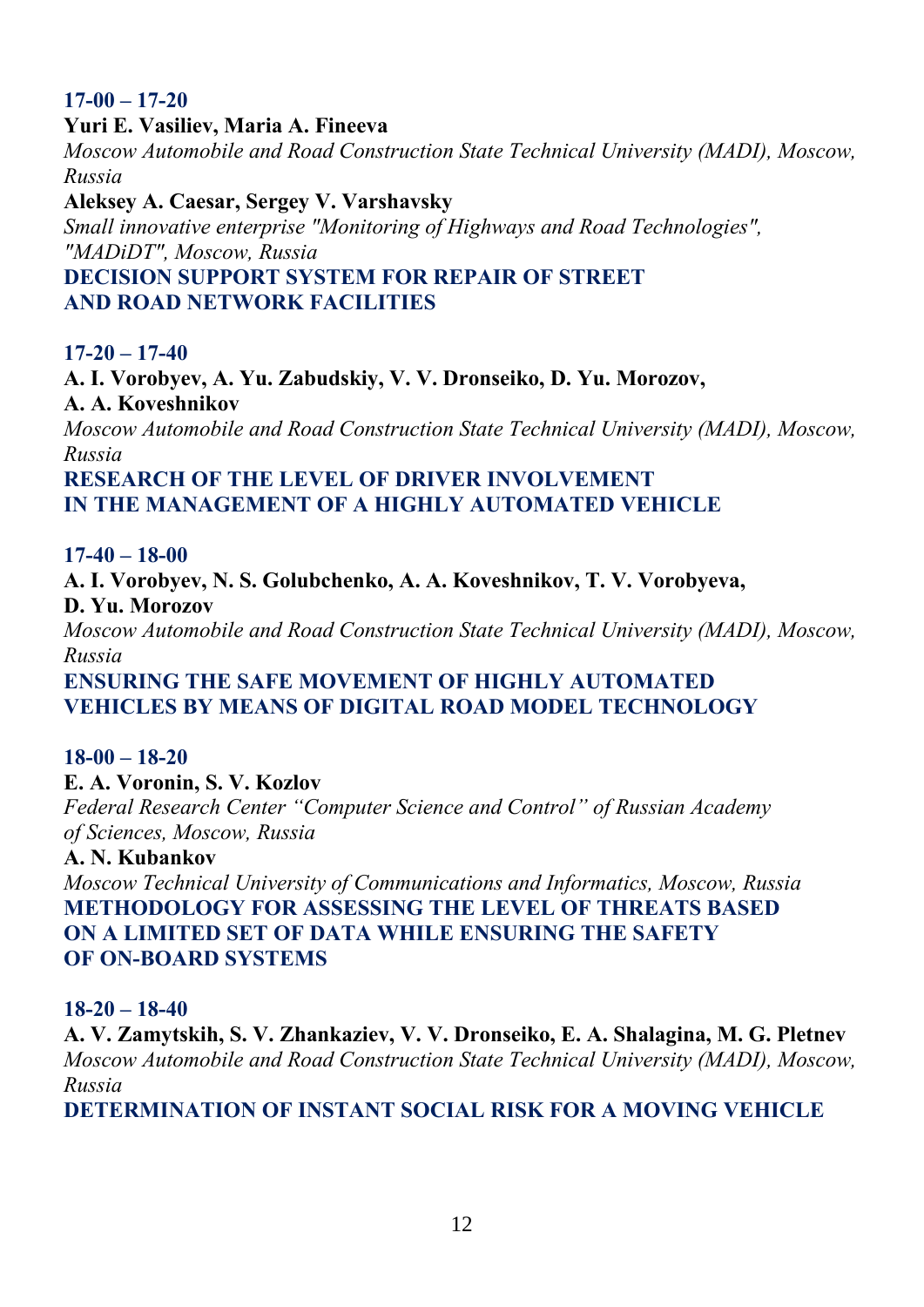**17-00 – 17-20**

**Yuri E. Vasiliev, Maria A. Fineeva**

*Moscow Automobile and Road Construction State Technical University (MADI), Moscow, Russia*

**Aleksey A. Caesar, Sergey V. Varshavsky**

*Small innovative enterprise "Monitoring of Highways and Road Technologies", "MADiDT", Moscow, Russia*

**DECISION SUPPORT SYSTEM FOR REPAIR OF STREET AND ROAD NETWORK FACILITIES**

**17-20 – 17-40**

**A. I. Vorobyev, A. Yu. Zabudskiy, V. V. Dronseiko, D. Yu. Morozov, A. A. Koveshnikov**

*Moscow Automobile and Road Construction State Technical University (MADI), Moscow, Russia*

**RESEARCH OF THE LEVEL OF DRIVER INVOLVEMENT IN THE MANAGEMENT OF A HIGHLY AUTOMATED VEHICLE**

**17-40 – 18-00**

**A. I. Vorobyev, N. S. Golubchenko, A. A. Koveshnikov, T. V. Vorobyeva, D. Yu. Morozov**

*Moscow Automobile and Road Construction State Technical University (MADI), Moscow, Russia*

**ENSURING THE SAFE MOVEMENT OF HIGHLY AUTOMATED VEHICLES BY MEANS OF DIGITAL ROAD MODEL TECHNOLOGY**

**18-00 – 18-20**

**E. A. Voronin, S. V. Kozlov**

*Federal Research Center "Computer Science and Control" of Russian Academy of Sciences, Moscow, Russia*

**A. N. Kubankov**

*Moscow Technical University of Communications and Informatics, Moscow, Russia*

**METHODOLOGY FOR ASSESSING THE LEVEL OF THREATS BASED ON A LIMITED SET OF DATA WHILE ENSURING THE SAFETY OF ON-BOARD SYSTEMS**

**18-20 – 18-40**

**A. V. Zamytskih, S. V. Zhankaziev, V. V. Dronseiko, E. A. Shalagina, M. G. Pletnev**

*Moscow Automobile and Road Construction State Technical University (MADI), Moscow, Russia*

**DETERMINATION OF INSTANT SOCIAL RISK FOR A MOVING VEHICLE**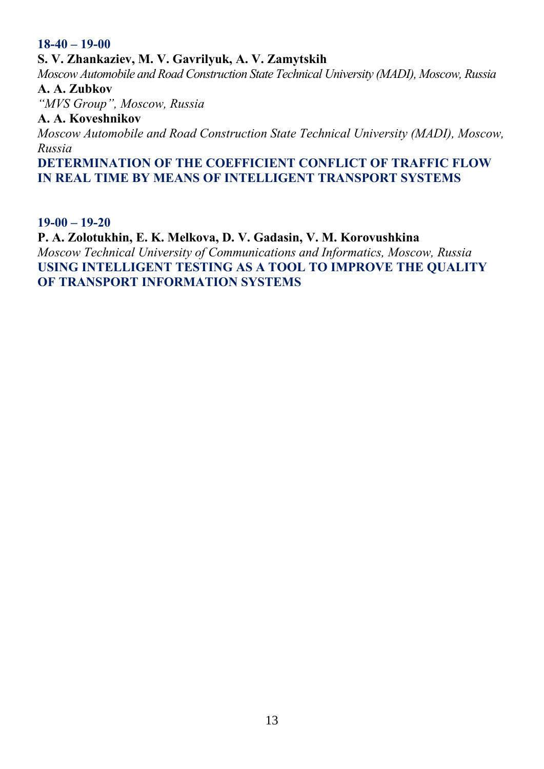**18-40 – 19-00**

**S. V. Zhankaziev, M. V. Gavrilyuk, A. V. Zamytskih**

*Moscow Automobile and Road Construction State Technical University (MADI), Moscow, Russia*

**A. A. Zubkov**

*"MVS Group", Moscow, Russia*

**A. A. Koveshnikov**

*Moscow Automobile and Road Construction State Technical University (MADI), Moscow, Russia*

**DETERMINATION OF THE COEFFICIENT CONFLICT OF TRAFFIC FLOW IN REAL TIME BY MEANS OF INTELLIGENT TRANSPORT SYSTEMS**

**19-00 – 19-20**

**P. A. Zolotukhin, E. K. Melkova, D. V. Gadasin, V. M. Korovushkina**

*Moscow Technical University of Communications and Informatics, Moscow, Russia*

**USING INTELLIGENT TESTING AS A TOOL TO IMPROVE THE QUALITY OF TRANSPORT INFORMATION SYSTEMS**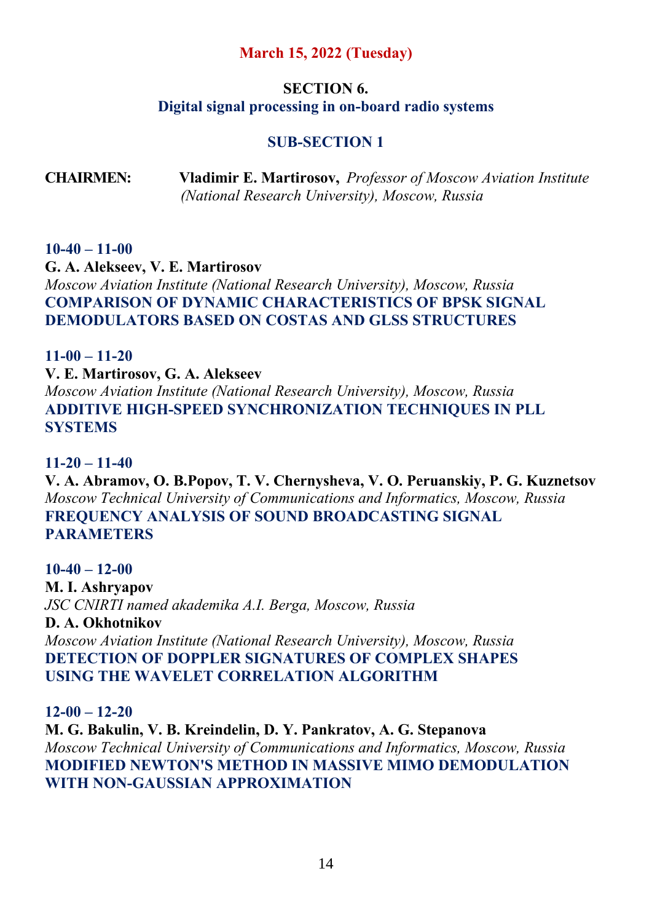**March 15, 2022 (Tuesday)**

## SECTION 6.
## Digital signal processing in on-board radio systems

### SUB-SECTION 1

**CHAIRMEN:** **Vladimir E. Martirosov,** *Professor of Moscow Aviation Institute (National Research University), Moscow, Russia*

**10-40 – 11-00**
**G. A. Alekseev, V. E. Martirosov**
*Moscow Aviation Institute (National Research University), Moscow, Russia*
**COMPARISON OF DYNAMIC CHARACTERISTICS OF BPSK SIGNAL DEMODULATORS BASED ON COSTAS AND GLSS STRUCTURES**

**11-00 – 11-20**
**V. E. Martirosov, G. A. Alekseev**
*Moscow Aviation Institute (National Research University), Moscow, Russia*
**ADDITIVE HIGH-SPEED SYNCHRONIZATION TECHNIQUES IN PLL SYSTEMS**

**11-20 – 11-40**
**V. A. Abramov, O. B.Popov, T. V. Chernysheva, V. O. Peruanskiy, P. G. Kuznetsov**
*Moscow Technical University of Communications and Informatics, Moscow, Russia*
**FREQUENCY ANALYSIS OF SOUND BROADCASTING SIGNAL PARAMETERS**

**10-40 – 12-00**
**M. I. Ashryapov**
*JSC CNIRTI named akademika A.I. Berga, Moscow, Russia*
**D. A. Okhotnikov**
*Moscow Aviation Institute (National Research University), Moscow, Russia*
**DETECTION OF DOPPLER SIGNATURES OF COMPLEX SHAPES USING THE WAVELET CORRELATION ALGORITHM**

**12-00 – 12-20**
**M. G. Bakulin, V. B. Kreindelin, D. Y. Pankratov, A. G. Stepanova**
*Moscow Technical University of Communications and Informatics, Moscow, Russia*
**MODIFIED NEWTON'S METHOD IN MASSIVE MIMO DEMODULATION WITH NON-GAUSSIAN APPROXIMATION**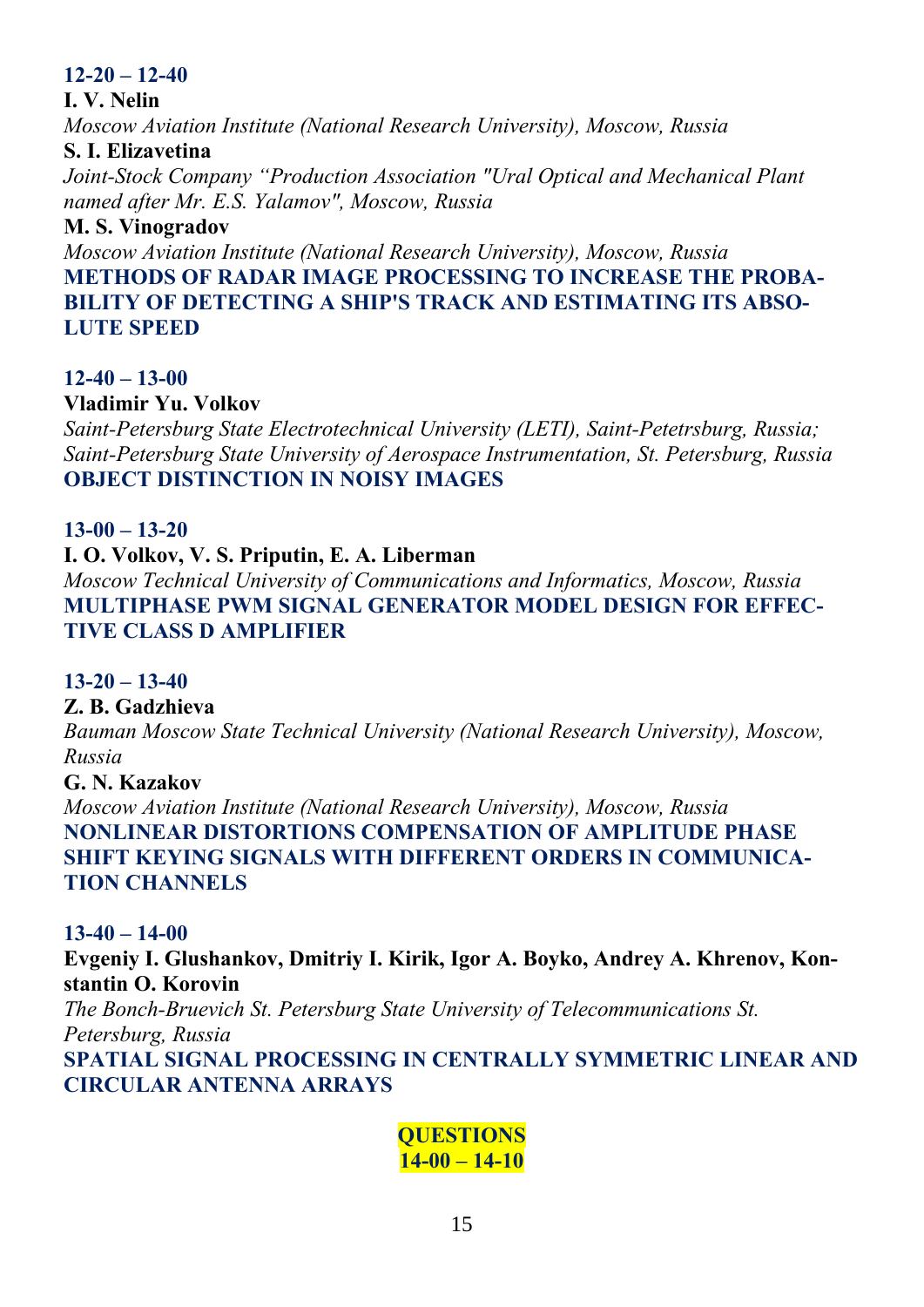**12-20 – 12-40**

**I. V. Nelin**

*Moscow Aviation Institute (National Research University), Moscow, Russia*

**S. I. Elizavetina**

*Joint-Stock Company "Production Association "Ural Optical and Mechanical Plant named after Mr. E.S. Yalamov", Moscow, Russia*

**M. S. Vinogradov**

*Moscow Aviation Institute (National Research University), Moscow, Russia*

**METHODS OF RADAR IMAGE PROCESSING TO INCREASE THE PROBABILITY OF DETECTING A SHIP'S TRACK AND ESTIMATING ITS ABSOLUTE SPEED**

**12-40 – 13-00**

**Vladimir Yu. Volkov**

*Saint-Petersburg State Electrotechnical University (LETI), Saint-Petetrsburg, Russia; Saint-Petersburg State University of Aerospace Instrumentation, St. Petersburg, Russia*

**OBJECT DISTINCTION IN NOISY IMAGES**

**13-00 – 13-20**

**I. O. Volkov, V. S. Priputin, E. A. Liberman**

*Moscow Technical University of Communications and Informatics, Moscow, Russia*

**MULTIPHASE PWM SIGNAL GENERATOR MODEL DESIGN FOR EFFECTIVE CLASS D AMPLIFIER**

**13-20 – 13-40**

**Z. B. Gadzhieva**

*Bauman Moscow State Technical University (National Research University), Moscow, Russia*

**G. N. Kazakov**

*Moscow Aviation Institute (National Research University), Moscow, Russia*

**NONLINEAR DISTORTIONS COMPENSATION OF AMPLITUDE PHASE SHIFT KEYING SIGNALS WITH DIFFERENT ORDERS IN COMMUNICATION CHANNELS**

**13-40 – 14-00**

**Evgeniy I. Glushankov, Dmitriy I. Kirik, Igor A. Boyko, Andrey A. Khrenov, Konstantin O. Korovin**

*The Bonch-Bruevich St. Petersburg State University of Telecommunications St. Petersburg, Russia*

**SPATIAL SIGNAL PROCESSING IN CENTRALLY SYMMETRIC LINEAR AND CIRCULAR ANTENNA ARRAYS**

**QUESTIONS**
**14-00 – 14-10**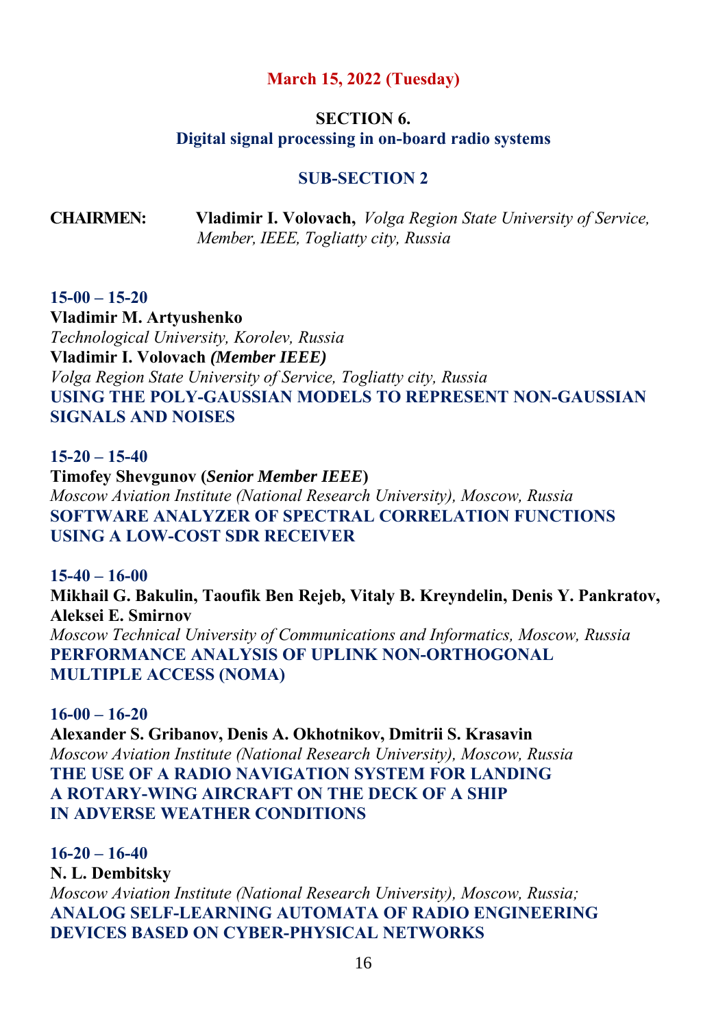**March 15, 2022 (Tuesday)**

## SECTION 6.
## Digital signal processing in on-board radio systems

### SUB-SECTION 2

**CHAIRMEN:** **Vladimir I. Volovach,** *Volga Region State University of Service, Member, IEEE, Togliatty city, Russia*

**15-00 – 15-20**
**Vladimir M. Artyushenko**
*Technological University, Korolev, Russia*
**Vladimir I. Volovach** ***(Member IEEE)***
*Volga Region State University of Service, Togliatty city, Russia*
**USING THE POLY-GAUSSIAN MODELS TO REPRESENT NON-GAUSSIAN SIGNALS AND NOISES**

**15-20 – 15-40**
**Timofey Shevgunov (*****Senior Member IEEE*****)**
*Moscow Aviation Institute (National Research University), Moscow, Russia*
**SOFTWARE ANALYZER OF SPECTRAL CORRELATION FUNCTIONS USING A LOW-COST SDR RECEIVER**

**15-40 – 16-00**
**Mikhail G. Bakulin, Taoufik Ben Rejeb, Vitaly B. Kreyndelin, Denis Y. Pankratov, Aleksei E. Smirnov**
*Moscow Technical University of Communications and Informatics, Moscow, Russia*
**PERFORMANCE ANALYSIS OF UPLINK NON-ORTHOGONAL MULTIPLE ACCESS (NOMA)**

**16-00 – 16-20**
**Alexander S. Gribanov, Denis A. Okhotnikov, Dmitrii S. Krasavin**
*Moscow Aviation Institute (National Research University), Moscow, Russia*
**THE USE OF A RADIO NAVIGATION SYSTEM FOR LANDING A ROTARY-WING AIRCRAFT ON THE DECK OF A SHIP IN ADVERSE WEATHER CONDITIONS**

**16-20 – 16-40**
**N. L. Dembitsky**
*Moscow Aviation Institute (National Research University), Moscow, Russia;*
**ANALOG SELF-LEARNING AUTOMATA OF RADIO ENGINEERING DEVICES BASED ON CYBER-PHYSICAL NETWORKS**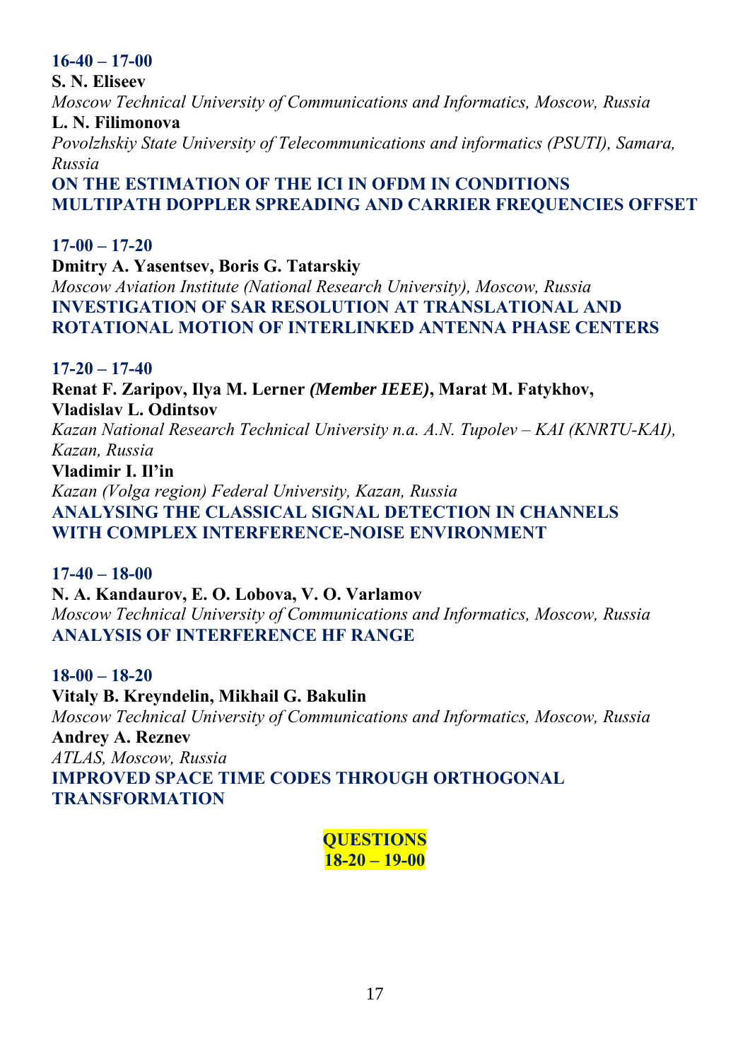**16-40 – 17-00**

**S. N. Eliseev**

*Moscow Technical University of Communications and Informatics, Moscow, Russia*

**L. N. Filimonova**

*Povolzhskiy State University of Telecommunications and informatics (PSUTI), Samara, Russia*

**ON THE ESTIMATION OF THE ICI IN OFDM IN CONDITIONS MULTIPATH DOPPLER SPREADING AND CARRIER FREQUENCIES OFFSET**

**17-00 – 17-20**

**Dmitry A. Yasentsev, Boris G. Tatarskiy**

*Moscow Aviation Institute (National Research University), Moscow, Russia*

**INVESTIGATION OF SAR RESOLUTION AT TRANSLATIONAL AND ROTATIONAL MOTION OF INTERLINKED ANTENNA PHASE CENTERS**

**17-20 – 17-40**

**Renat F. Zaripov, Ilya M. Lerner *(Member IEEE)*, Marat M. Fatykhov, Vladislav L. Odintsov**

*Kazan National Research Technical University n.a. A.N. Tupolev – KAI (KNRTU-KAI), Kazan, Russia*

**Vladimir I. Il'in**

*Kazan (Volga region) Federal University, Kazan, Russia*

**ANALYSING THE CLASSICAL SIGNAL DETECTION IN CHANNELS WITH COMPLEX INTERFERENCE-NOISE ENVIRONMENT**

**17-40 – 18-00**

**N. A. Kandaurov, E. O. Lobova, V. O. Varlamov**

*Moscow Technical University of Communications and Informatics, Moscow, Russia*

**ANALYSIS OF INTERFERENCE HF RANGE**

**18-00 – 18-20**

**Vitaly B. Kreyndelin, Mikhail G. Bakulin**

*Moscow Technical University of Communications and Informatics, Moscow, Russia*

**Andrey A. Reznev**

*ATLAS, Moscow, Russia*

**IMPROVED SPACE TIME CODES THROUGH ORTHOGONAL TRANSFORMATION**

**QUESTIONS**
**18-20 – 19-00**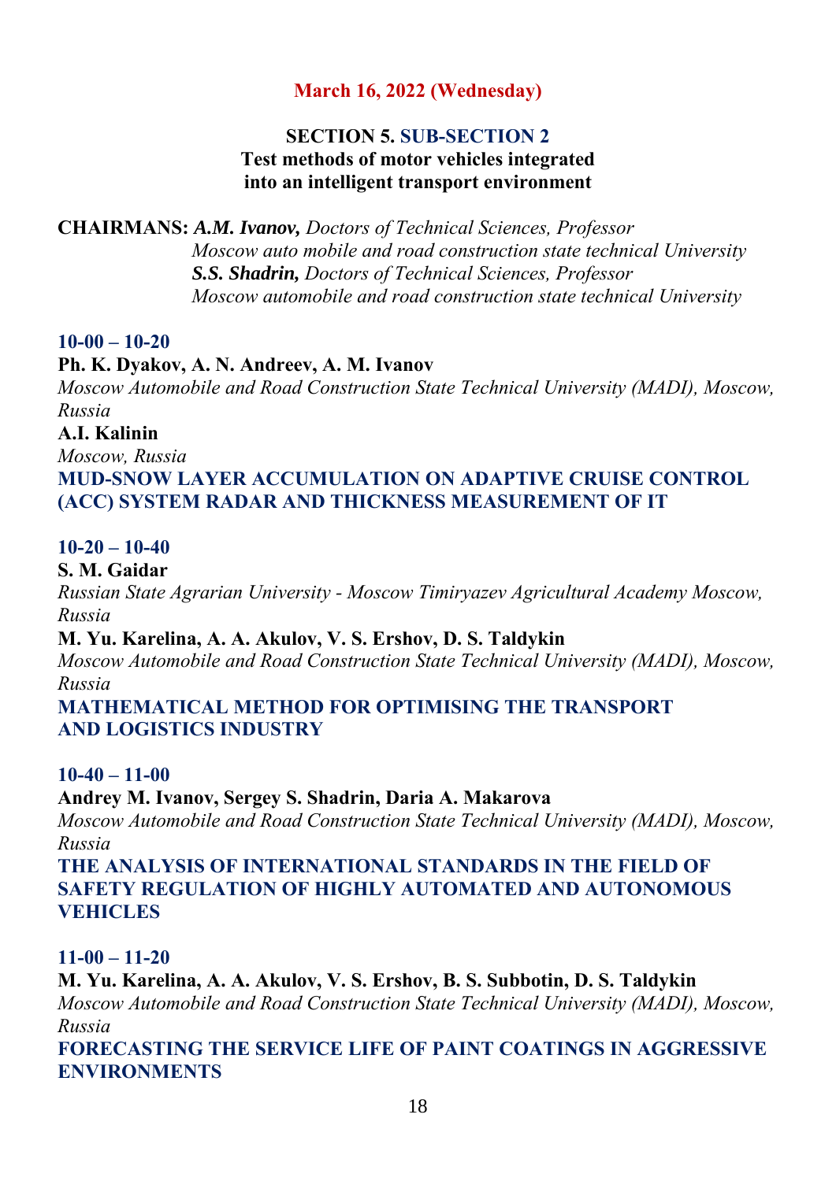**March 16, 2022 (Wednesday)**

## SECTION 5. SUB-SECTION 2
### Test methods of motor vehicles integrated into an intelligent transport environment

**CHAIRMANS:** ***A.M. Ivanov,*** *Doctors of Technical Sciences, Professor*
*Moscow auto mobile and road construction state technical University*
***S.S. Shadrin,*** *Doctors of Technical Sciences, Professor*
*Moscow automobile and road construction state technical University*

**10-00 – 10-20**

**Ph. K. Dyakov, A. N. Andreev, A. M. Ivanov**
*Moscow Automobile and Road Construction State Technical University (MADI), Moscow, Russia*
**A.I. Kalinin**
*Moscow, Russia*
**MUD-SNOW LAYER ACCUMULATION ON ADAPTIVE CRUISE CONTROL (ACC) SYSTEM RADAR AND THICKNESS MEASUREMENT OF IT**

**10-20 – 10-40**

**S. M. Gaidar**
*Russian State Agrarian University - Moscow Timiryazev Agricultural Academy Moscow, Russia*
**M. Yu. Karelina, A. A. Akulov, V. S. Ershov, D. S. Taldykin**
*Moscow Automobile and Road Construction State Technical University (MADI), Moscow, Russia*
**MATHEMATICAL METHOD FOR OPTIMISING THE TRANSPORT AND LOGISTICS INDUSTRY**

**10-40 – 11-00**

**Andrey M. Ivanov, Sergey S. Shadrin, Daria A. Makarova**
*Moscow Automobile and Road Construction State Technical University (MADI), Moscow, Russia*
**THE ANALYSIS OF INTERNATIONAL STANDARDS IN THE FIELD OF SAFETY REGULATION OF HIGHLY AUTOMATED AND AUTONOMOUS VEHICLES**

**11-00 – 11-20**

**M. Yu. Karelina, A. A. Akulov, V. S. Ershov, B. S. Subbotin, D. S. Taldykin**
*Moscow Automobile and Road Construction State Technical University (MADI), Moscow, Russia*
**FORECASTING THE SERVICE LIFE OF PAINT COATINGS IN AGGRESSIVE ENVIRONMENTS**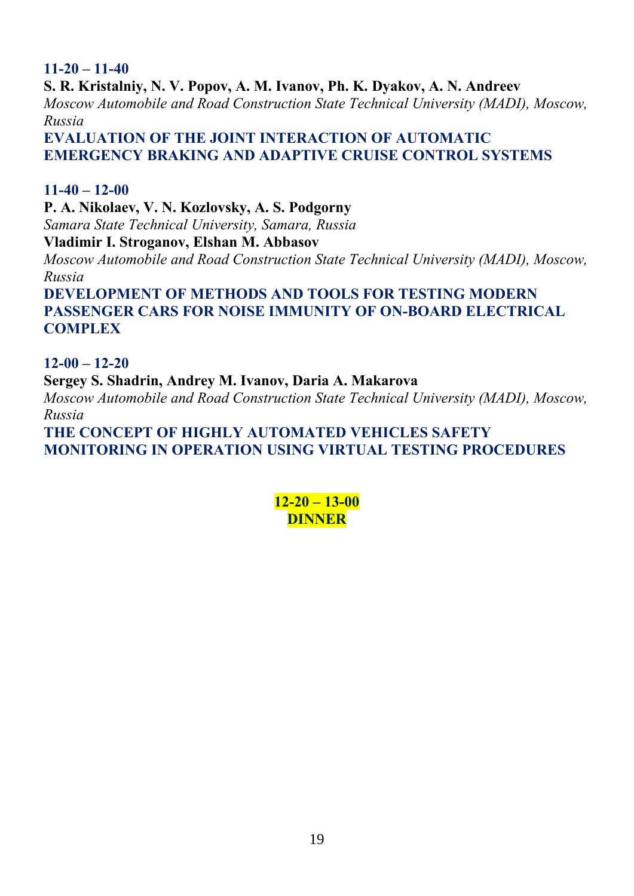**11-20 – 11-40**

**S. R. Kristalniy, N. V. Popov, A. M. Ivanov, Ph. K. Dyakov, A. N. Andreev**

*Moscow Automobile and Road Construction State Technical University (MADI), Moscow, Russia*

**EVALUATION OF THE JOINT INTERACTION OF AUTOMATIC EMERGENCY BRAKING AND ADAPTIVE CRUISE CONTROL SYSTEMS**

**11-40 – 12-00**

**P. A. Nikolaev, V. N. Kozlovsky, A. S. Podgorny**

*Samara State Technical University, Samara, Russia*

**Vladimir I. Stroganov, Elshan M. Abbasov**

*Moscow Automobile and Road Construction State Technical University (MADI), Moscow, Russia*

**DEVELOPMENT OF METHODS AND TOOLS FOR TESTING MODERN PASSENGER CARS FOR NOISE IMMUNITY OF ON-BOARD ELECTRICAL COMPLEX**

**12-00 – 12-20**

**Sergey S. Shadrin, Andrey M. Ivanov, Daria A. Makarova**

*Moscow Automobile and Road Construction State Technical University (MADI), Moscow, Russia*

**THE CONCEPT OF HIGHLY AUTOMATED VEHICLES SAFETY MONITORING IN OPERATION USING VIRTUAL TESTING PROCEDURES**

**12-20 – 13-00**
**DINNER**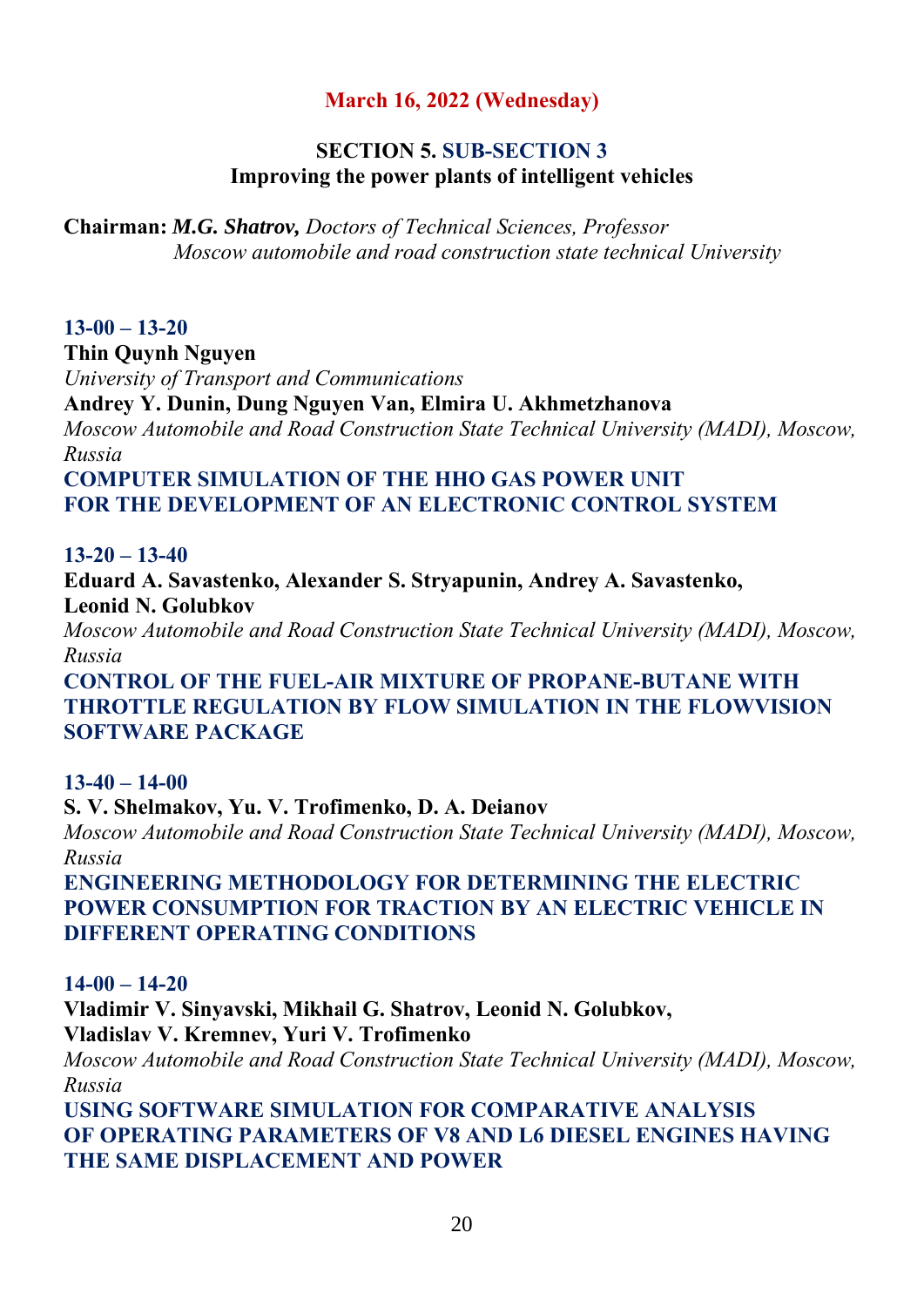**March 16, 2022 (Wednesday)**

## SECTION 5. SUB-SECTION 3
## Improving the power plants of intelligent vehicles

**Chairman:** ***M.G. Shatrov,*** *Doctors of Technical Sciences, Professor*
*Moscow automobile and road construction state technical University*

**13-00 – 13-20**
**Thin Quynh Nguyen**
*University of Transport and Communications*
**Andrey Y. Dunin, Dung Nguyen Van, Elmira U. Akhmetzhanova**
*Moscow Automobile and Road Construction State Technical University (MADI), Moscow, Russia*
**COMPUTER SIMULATION OF THE HHO GAS POWER UNIT FOR THE DEVELOPMENT OF AN ELECTRONIC CONTROL SYSTEM**

**13-20 – 13-40**
**Eduard A. Savastenko, Alexander S. Stryapunin, Andrey A. Savastenko, Leonid N. Golubkov**
*Moscow Automobile and Road Construction State Technical University (MADI), Moscow, Russia*
**CONTROL OF THE FUEL-AIR MIXTURE OF PROPANE-BUTANE WITH THROTTLE REGULATION BY FLOW SIMULATION IN THE FLOWVISION SOFTWARE PACKAGE**

**13-40 – 14-00**
**S. V. Shelmakov, Yu. V. Trofimenko, D. A. Deianov**
*Moscow Automobile and Road Construction State Technical University (MADI), Moscow, Russia*
**ENGINEERING METHODOLOGY FOR DETERMINING THE ELECTRIC POWER CONSUMPTION FOR TRACTION BY AN ELECTRIC VEHICLE IN DIFFERENT OPERATING CONDITIONS**

**14-00 – 14-20**
**Vladimir V. Sinyavski, Mikhail G. Shatrov, Leonid N. Golubkov, Vladislav V. Kremnev, Yuri V. Trofimenko**
*Moscow Automobile and Road Construction State Technical University (MADI), Moscow, Russia*
**USING SOFTWARE SIMULATION FOR COMPARATIVE ANALYSIS OF OPERATING PARAMETERS OF V8 AND L6 DIESEL ENGINES HAVING THE SAME DISPLACEMENT AND POWER**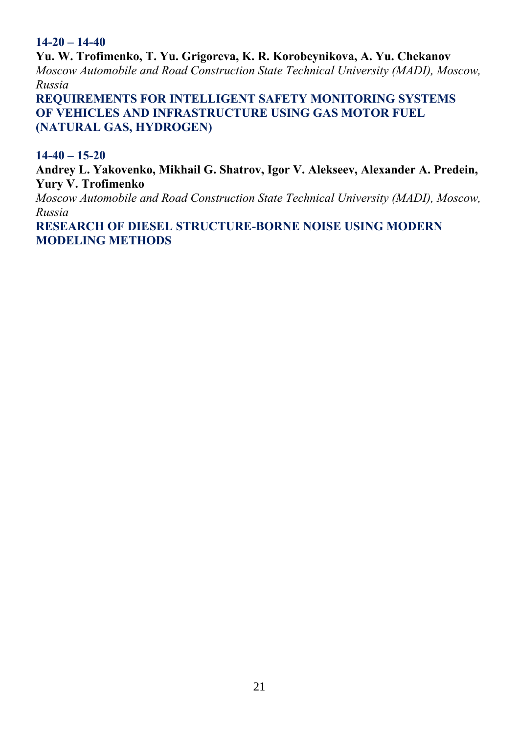**14-20 – 14-40**

**Yu. W. Trofimenko, T. Yu. Grigoreva, K. R. Korobeynikova, A. Yu. Chekanov**

*Moscow Automobile and Road Construction State Technical University (MADI), Moscow, Russia*

**REQUIREMENTS FOR INTELLIGENT SAFETY MONITORING SYSTEMS OF VEHICLES AND INFRASTRUCTURE USING GAS MOTOR FUEL (NATURAL GAS, HYDROGEN)**

**14-40 – 15-20**

**Andrey L. Yakovenko, Mikhail G. Shatrov, Igor V. Alekseev, Alexander A. Predein, Yury V. Trofimenko**

*Moscow Automobile and Road Construction State Technical University (MADI), Moscow, Russia*

**RESEARCH OF DIESEL STRUCTURE-BORNE NOISE USING MODERN MODELING METHODS**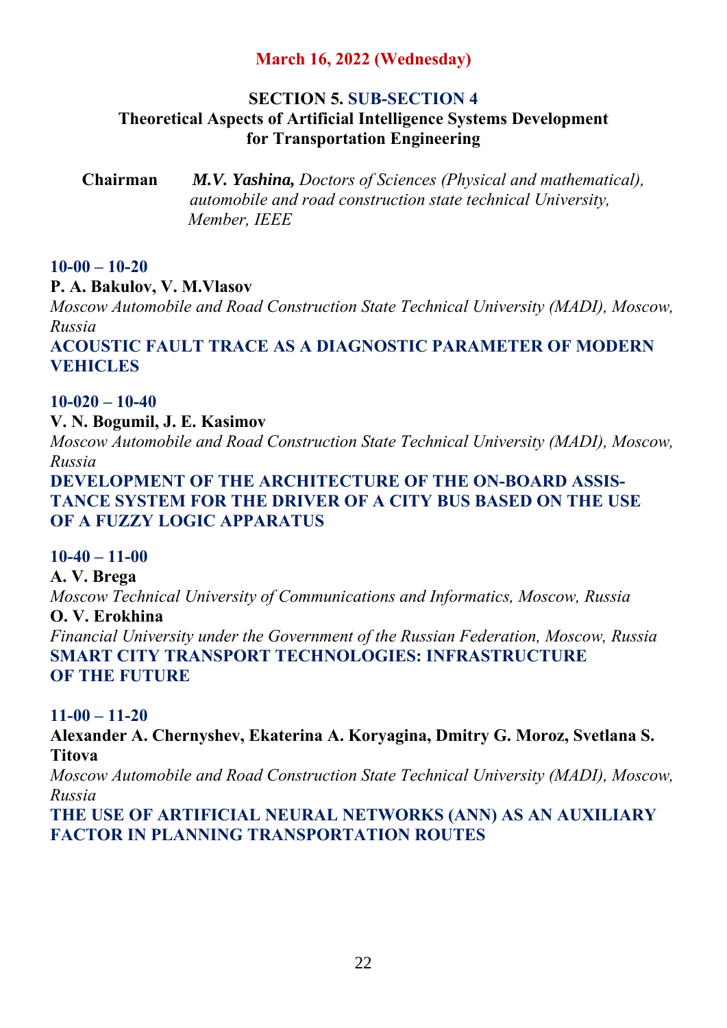**March 16, 2022 (Wednesday)**

## SECTION 5. SUB-SECTION 4
## Theoretical Aspects of Artificial Intelligence Systems Development for Transportation Engineering

**Chairman** ***M.V. Yashina,*** *Doctors of Sciences (Physical and mathematical), automobile and road construction state technical University, Member, IEEE*

**10-00 – 10-20**

**P. A. Bakulov, V. M.Vlasov**

*Moscow Automobile and Road Construction State Technical University (MADI), Moscow, Russia*

**ACOUSTIC FAULT TRACE AS A DIAGNOSTIC PARAMETER OF MODERN VEHICLES**

**10-020 – 10-40**

**V. N. Bogumil, J. E. Kasimov**

*Moscow Automobile and Road Construction State Technical University (MADI), Moscow, Russia*

**DEVELOPMENT OF THE ARCHITECTURE OF THE ON-BOARD ASSISTANCE SYSTEM FOR THE DRIVER OF A CITY BUS BASED ON THE USE OF A FUZZY LOGIC APPARATUS**

**10-40 – 11-00**

**A. V. Brega**

*Moscow Technical University of Communications and Informatics, Moscow, Russia*

**O. V. Erokhina**

*Financial University under the Government of the Russian Federation, Moscow, Russia*

**SMART CITY TRANSPORT TECHNOLOGIES: INFRASTRUCTURE OF THE FUTURE**

**11-00 – 11-20**

**Alexander A. Chernyshev, Ekaterina A. Koryagina, Dmitry G. Moroz, Svetlana S. Titova**

*Moscow Automobile and Road Construction State Technical University (MADI), Moscow, Russia*

**THE USE OF ARTIFICIAL NEURAL NETWORKS (ANN) AS AN AUXILIARY FACTOR IN PLANNING TRANSPORTATION ROUTES**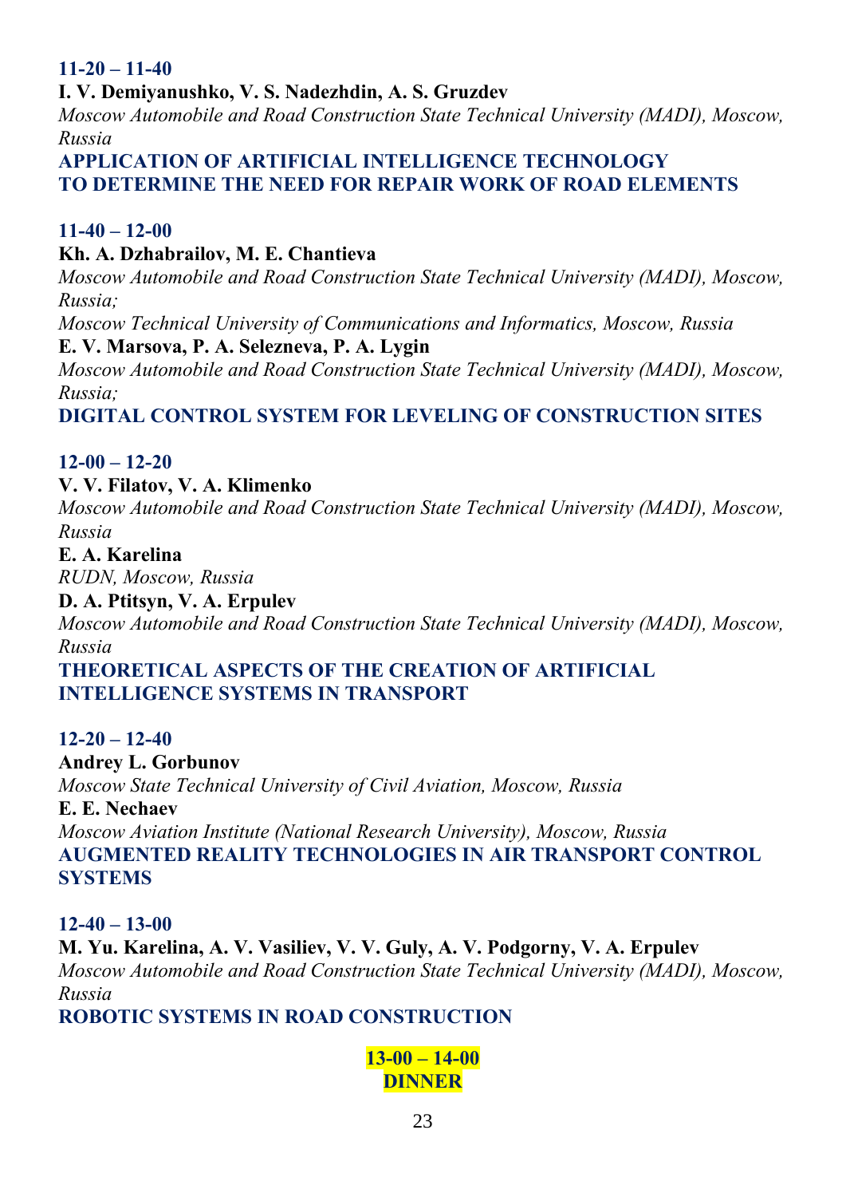**11-20 – 11-40**

**I. V. Demiyanushko, V. S. Nadezhdin, A. S. Gruzdev**

*Moscow Automobile and Road Construction State Technical University (MADI), Moscow, Russia*

**APPLICATION OF ARTIFICIAL INTELLIGENCE TECHNOLOGY TO DETERMINE THE NEED FOR REPAIR WORK OF ROAD ELEMENTS**

**11-40 – 12-00**

**Kh. A. Dzhabrailov, M. E. Chantieva**

*Moscow Automobile and Road Construction State Technical University (MADI), Moscow, Russia;*

*Moscow Technical University of Communications and Informatics, Moscow, Russia*

**E. V. Marsova, P. A. Selezneva, P. A. Lygin**

*Moscow Automobile and Road Construction State Technical University (MADI), Moscow, Russia;*

**DIGITAL CONTROL SYSTEM FOR LEVELING OF CONSTRUCTION SITES**

**12-00 – 12-20**

**V. V. Filatov, V. A. Klimenko**

*Moscow Automobile and Road Construction State Technical University (MADI), Moscow, Russia*

**E. A. Karelina**

*RUDN, Moscow, Russia*

**D. A. Ptitsyn, V. A. Erpulev**

*Moscow Automobile and Road Construction State Technical University (MADI), Moscow, Russia*

**THEORETICAL ASPECTS OF THE CREATION OF ARTIFICIAL INTELLIGENCE SYSTEMS IN TRANSPORT**

**12-20 – 12-40**

**Andrey L. Gorbunov**

*Moscow State Technical University of Civil Aviation, Moscow, Russia*

**E. E. Nechaev**

*Moscow Aviation Institute (National Research University), Moscow, Russia*

**AUGMENTED REALITY TECHNOLOGIES IN AIR TRANSPORT CONTROL SYSTEMS**

**12-40 – 13-00**

**M. Yu. Karelina, A. V. Vasiliev, V. V. Guly, A. V. Podgorny, V. A. Erpulev**

*Moscow Automobile and Road Construction State Technical University (MADI), Moscow, Russia*

**ROBOTIC SYSTEMS IN ROAD CONSTRUCTION**

**13-00 – 14-00**
**DINNER**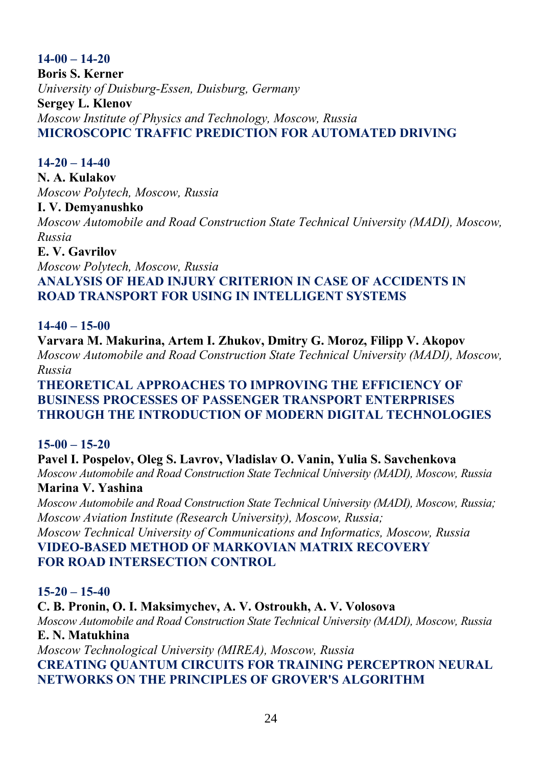**14-00 – 14-20**
**Boris S. Kerner**
*University of Duisburg-Essen, Duisburg, Germany*
**Sergey L. Klenov**
*Moscow Institute of Physics and Technology, Moscow, Russia*
**MICROSCOPIC TRAFFIC PREDICTION FOR AUTOMATED DRIVING**

**14-20 – 14-40**
**N. A. Kulakov**
*Moscow Polytech, Moscow, Russia*
**I. V. Demyanushko**
*Moscow Automobile and Road Construction State Technical University (MADI), Moscow, Russia*
**E. V. Gavrilov**
*Moscow Polytech, Moscow, Russia*
**ANALYSIS OF HEAD INJURY CRITERION IN CASE OF ACCIDENTS IN ROAD TRANSPORT FOR USING IN INTELLIGENT SYSTEMS**

**14-40 – 15-00**
**Varvara M. Makurina, Artem I. Zhukov, Dmitry G. Moroz, Filipp V. Akopov**
*Moscow Automobile and Road Construction State Technical University (MADI), Moscow, Russia*
**THEORETICAL APPROACHES TO IMPROVING THE EFFICIENCY OF BUSINESS PROCESSES OF PASSENGER TRANSPORT ENTERPRISES THROUGH THE INTRODUCTION OF MODERN DIGITAL TECHNOLOGIES**

**15-00 – 15-20**
**Pavel I. Pospelov, Oleg S. Lavrov, Vladislav O. Vanin, Yulia S. Savchenkova**
*Moscow Automobile and Road Construction State Technical University (MADI), Moscow, Russia*
**Marina V. Yashina**
*Moscow Automobile and Road Construction State Technical University (MADI), Moscow, Russia;*
*Moscow Aviation Institute (Research University), Moscow, Russia;*
*Moscow Technical University of Communications and Informatics, Moscow, Russia*
**VIDEO-BASED METHOD OF MARKOVIAN MATRIX RECOVERY FOR ROAD INTERSECTION CONTROL**

**15-20 – 15-40**
**C. B. Pronin, O. I. Maksimychev, A. V. Ostroukh, A. V. Volosova**
*Moscow Automobile and Road Construction State Technical University (MADI), Moscow, Russia*
**E. N. Matukhina**
*Moscow Technological University (MIREA), Moscow, Russia*
**CREATING QUANTUM CIRCUITS FOR TRAINING PERCEPTRON NEURAL NETWORKS ON THE PRINCIPLES OF GROVER'S ALGORITHM**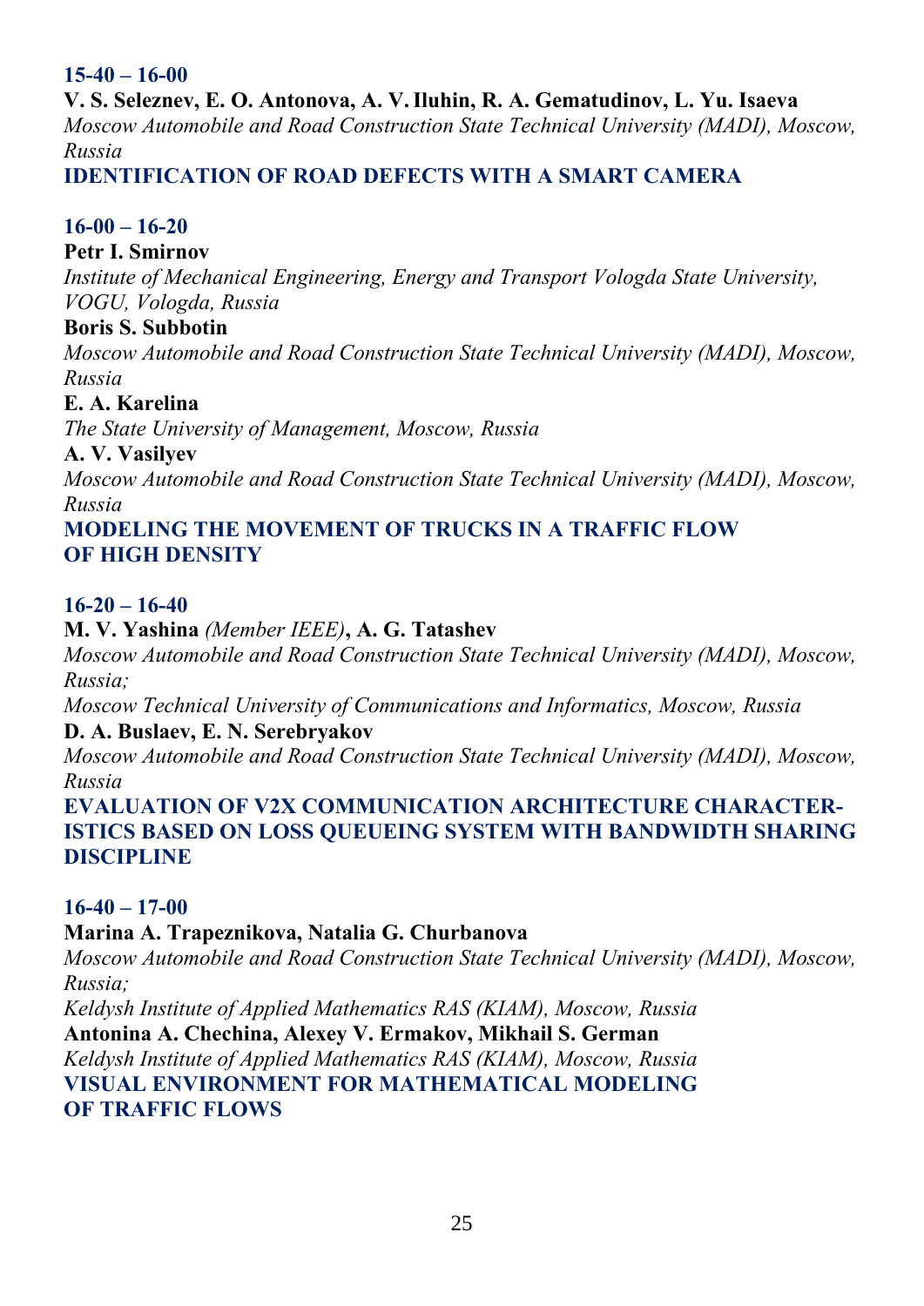**15-40 – 16-00**

**V. S. Seleznev, E. O. Antonova, A. V. Iluhin, R. A. Gematudinov, L. Yu. Isaeva**
*Moscow Automobile and Road Construction State Technical University (MADI), Moscow, Russia*
**IDENTIFICATION OF ROAD DEFECTS WITH A SMART CAMERA**

**16-00 – 16-20**

**Petr I. Smirnov**
*Institute of Mechanical Engineering, Energy and Transport Vologda State University, VOGU, Vologda, Russia*
**Boris S. Subbotin**
*Moscow Automobile and Road Construction State Technical University (MADI), Moscow, Russia*
**E. A. Karelina**
*The State University of Management, Moscow, Russia*
**A. V. Vasilyev**
*Moscow Automobile and Road Construction State Technical University (MADI), Moscow, Russia*
**MODELING THE MOVEMENT OF TRUCKS IN A TRAFFIC FLOW OF HIGH DENSITY**

**16-20 – 16-40**

**M. V. Yashina** *(Member IEEE)*, **A. G. Tatashev**
*Moscow Automobile and Road Construction State Technical University (MADI), Moscow, Russia;*
*Moscow Technical University of Communications and Informatics, Moscow, Russia*
**D. A. Buslaev, E. N. Serebryakov**
*Moscow Automobile and Road Construction State Technical University (MADI), Moscow, Russia*
**EVALUATION OF V2X COMMUNICATION ARCHITECTURE CHARACTERISTICS BASED ON LOSS QUEUEING SYSTEM WITH BANDWIDTH SHARING DISCIPLINE**

**16-40 – 17-00**

**Marina A. Trapeznikova, Natalia G. Churbanova**
*Moscow Automobile and Road Construction State Technical University (MADI), Moscow, Russia;*
*Keldysh Institute of Applied Mathematics RAS (KIAM), Moscow, Russia*
**Antonina A. Chechina, Alexey V. Ermakov, Mikhail S. German**
*Keldysh Institute of Applied Mathematics RAS (KIAM), Moscow, Russia*
**VISUAL ENVIRONMENT FOR MATHEMATICAL MODELING OF TRAFFIC FLOWS**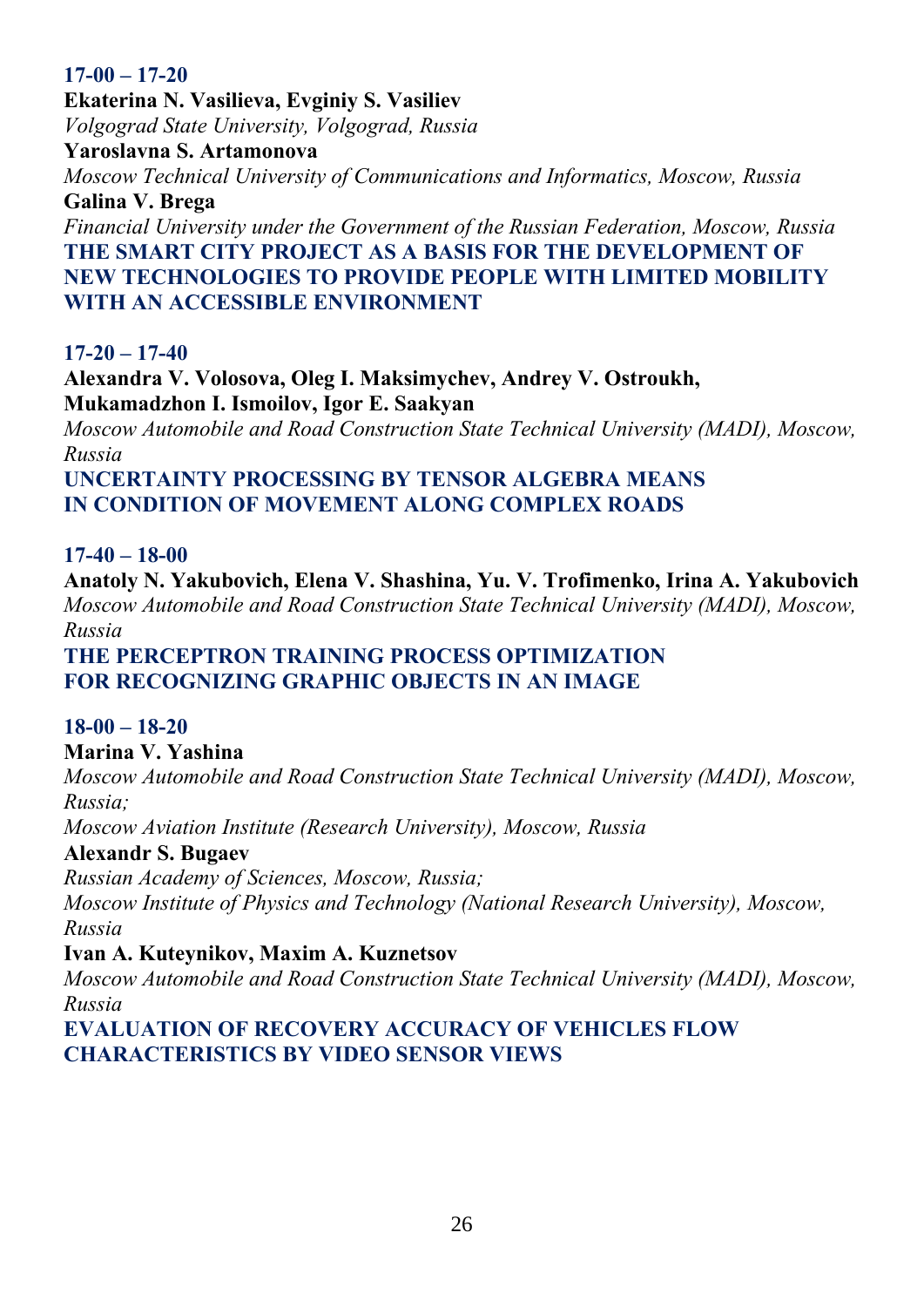**17-00 – 17-20**

**Ekaterina N. Vasilieva, Evginiy S. Vasiliev**
*Volgograd State University, Volgograd, Russia*
**Yaroslavna S. Artamonova**
*Moscow Technical University of Communications and Informatics, Moscow, Russia*
**Galina V. Brega**
*Financial University under the Government of the Russian Federation, Moscow, Russia*
**THE SMART CITY PROJECT AS A BASIS FOR THE DEVELOPMENT OF NEW TECHNOLOGIES TO PROVIDE PEOPLE WITH LIMITED MOBILITY WITH AN ACCESSIBLE ENVIRONMENT**

**17-20 – 17-40**

**Alexandra V. Volosova, Oleg I. Maksimychev, Andrey V. Ostroukh, Mukamadzhon I. Ismoilov, Igor E. Saakyan**
*Moscow Automobile and Road Construction State Technical University (MADI), Moscow, Russia*
**UNCERTAINTY PROCESSING BY TENSOR ALGEBRA MEANS IN CONDITION OF MOVEMENT ALONG COMPLEX ROADS**

**17-40 – 18-00**

**Anatoly N. Yakubovich, Elena V. Shashina, Yu. V. Trofimenko, Irina A. Yakubovich**
*Moscow Automobile and Road Construction State Technical University (MADI), Moscow, Russia*
**THE PERCEPTRON TRAINING PROCESS OPTIMIZATION FOR RECOGNIZING GRAPHIC OBJECTS IN AN IMAGE**

**18-00 – 18-20**

**Marina V. Yashina**
*Moscow Automobile and Road Construction State Technical University (MADI), Moscow, Russia;*
*Moscow Aviation Institute (Research University), Moscow, Russia*
**Alexandr S. Bugaev**
*Russian Academy of Sciences, Moscow, Russia;*
*Moscow Institute of Physics and Technology (National Research University), Moscow, Russia*
**Ivan A. Kuteynikov, Maxim A. Kuznetsov**
*Moscow Automobile and Road Construction State Technical University (MADI), Moscow, Russia*
**EVALUATION OF RECOVERY ACCURACY OF VEHICLES FLOW CHARACTERISTICS BY VIDEO SENSOR VIEWS**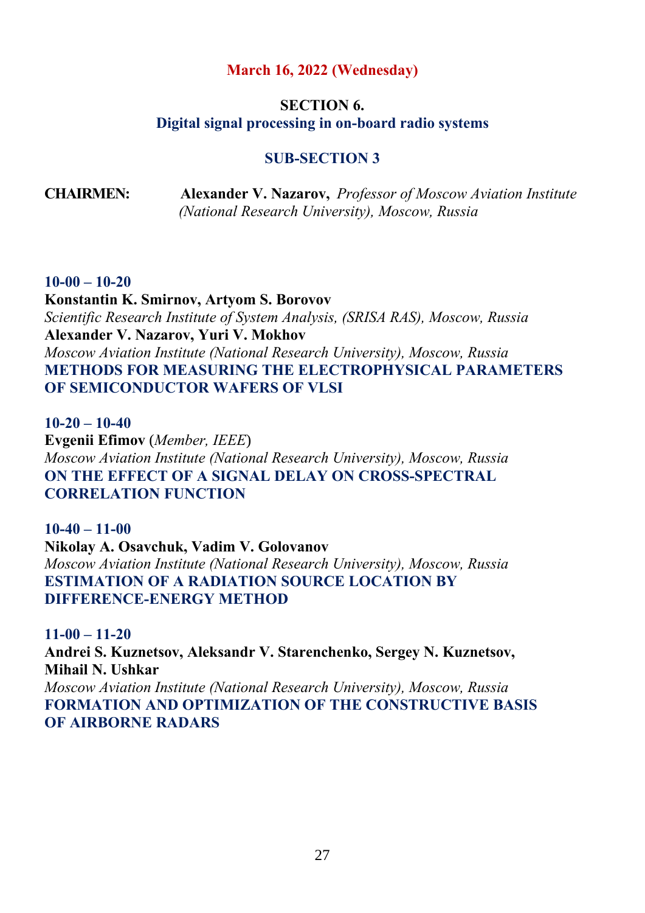**March 16, 2022 (Wednesday)**

## SECTION 6.
## Digital signal processing in on-board radio systems

### SUB-SECTION 3

**CHAIRMEN:** **Alexander V. Nazarov,** *Professor of Moscow Aviation Institute (National Research University), Moscow, Russia*

**10-00 – 10-20**
**Konstantin K. Smirnov, Artyom S. Borovov**
*Scientific Research Institute of System Analysis, (SRISA RAS), Moscow, Russia*
**Alexander V. Nazarov, Yuri V. Mokhov**
*Moscow Aviation Institute (National Research University), Moscow, Russia*
**METHODS FOR MEASURING THE ELECTROPHYSICAL PARAMETERS OF SEMICONDUCTOR WAFERS OF VLSI**

**10-20 – 10-40**
**Evgenii Efimov** (*Member, IEEE*)
*Moscow Aviation Institute (National Research University), Moscow, Russia*
**ON THE EFFECT OF A SIGNAL DELAY ON CROSS-SPECTRAL CORRELATION FUNCTION**

**10-40 – 11-00**
**Nikolay A. Osavchuk, Vadim V. Golovanov**
*Moscow Aviation Institute (National Research University), Moscow, Russia*
**ESTIMATION OF A RADIATION SOURCE LOCATION BY DIFFERENCE-ENERGY METHOD**

**11-00 – 11-20**
**Andrei S. Kuznetsov, Aleksandr V. Starenchenko, Sergey N. Kuznetsov, Mihail N. Ushkar**
*Moscow Aviation Institute (National Research University), Moscow, Russia*
**FORMATION AND OPTIMIZATION OF THE CONSTRUCTIVE BASIS OF AIRBORNE RADARS**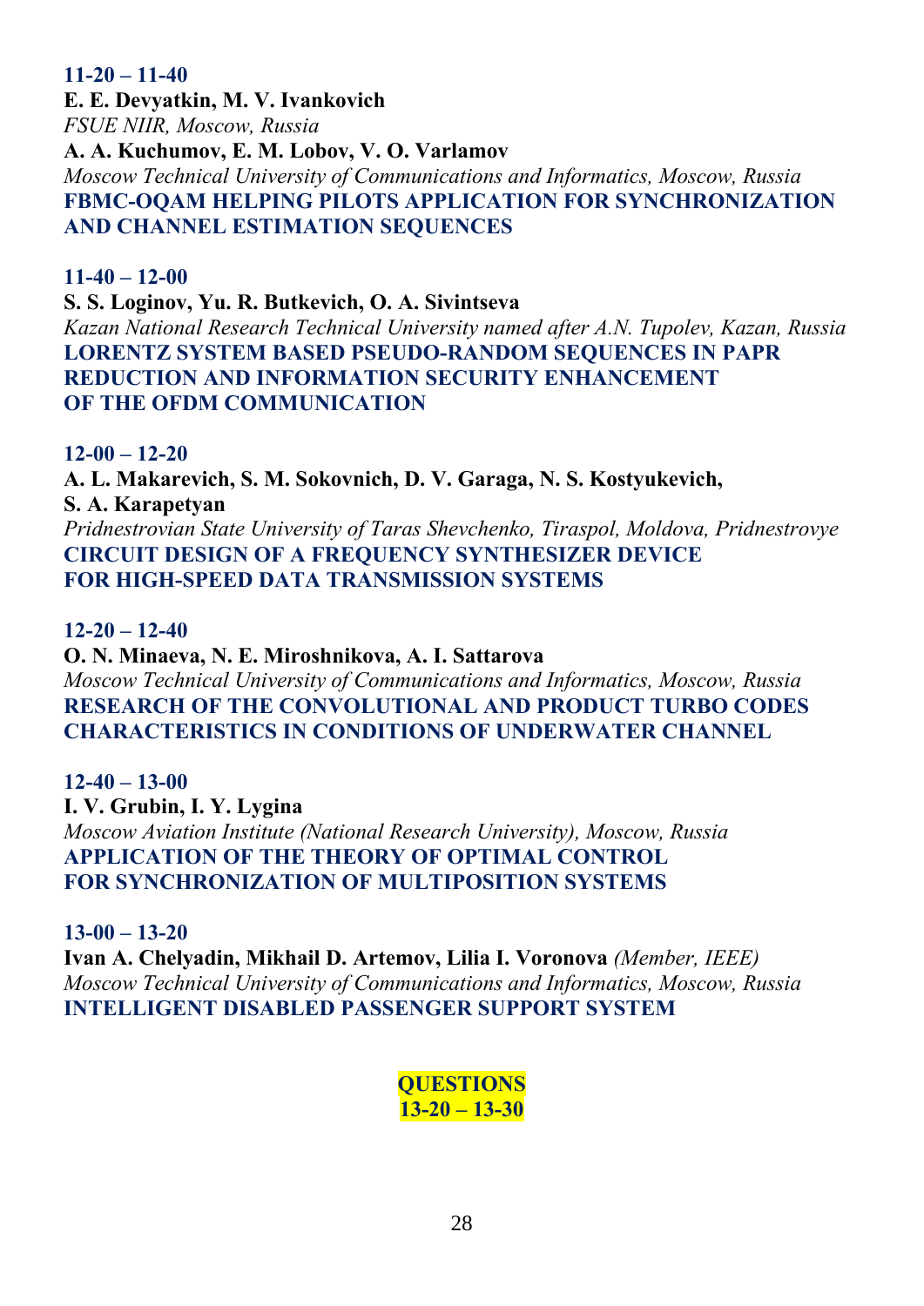**11-20 – 11-40**

**E. E. Devyatkin, M. V. Ivankovich**

*FSUE NIIR, Moscow, Russia*

**A. A. Kuchumov, E. M. Lobov, V. O. Varlamov**

*Moscow Technical University of Communications and Informatics, Moscow, Russia*

**FBMC-OQAM HELPING PILOTS APPLICATION FOR SYNCHRONIZATION AND CHANNEL ESTIMATION SEQUENCES**

**11-40 – 12-00**

**S. S. Loginov, Yu. R. Butkevich, O. A. Sivintseva**

*Kazan National Research Technical University named after A.N. Tupolev, Kazan, Russia*

**LORENTZ SYSTEM BASED PSEUDO-RANDOM SEQUENCES IN PAPR REDUCTION AND INFORMATION SECURITY ENHANCEMENT OF THE OFDM COMMUNICATION**

**12-00 – 12-20**

**A. L. Makarevich, S. M. Sokovnich, D. V. Garaga, N. S. Kostyukevich, S. A. Karapetyan**

*Pridnestrovian State University of Taras Shevchenko, Tiraspol, Moldova, Pridnestrovye*

**CIRCUIT DESIGN OF A FREQUENCY SYNTHESIZER DEVICE FOR HIGH-SPEED DATA TRANSMISSION SYSTEMS**

**12-20 – 12-40**

**O. N. Minaeva, N. E. Miroshnikova, A. I. Sattarova**

*Moscow Technical University of Communications and Informatics, Moscow, Russia*

**RESEARCH OF THE CONVOLUTIONAL AND PRODUCT TURBO CODES CHARACTERISTICS IN CONDITIONS OF UNDERWATER CHANNEL**

**12-40 – 13-00**

**I. V. Grubin, I. Y. Lygina**

*Moscow Aviation Institute (National Research University), Moscow, Russia*

**APPLICATION OF THE THEORY OF OPTIMAL CONTROL FOR SYNCHRONIZATION OF MULTIPOSITION SYSTEMS**

**13-00 – 13-20**

**Ivan A. Chelyadin, Mikhail D. Artemov, Lilia I. Voronova** *(Member, IEEE)*

*Moscow Technical University of Communications and Informatics, Moscow, Russia*

**INTELLIGENT DISABLED PASSENGER SUPPORT SYSTEM**

**QUESTIONS**
**13-20 – 13-30**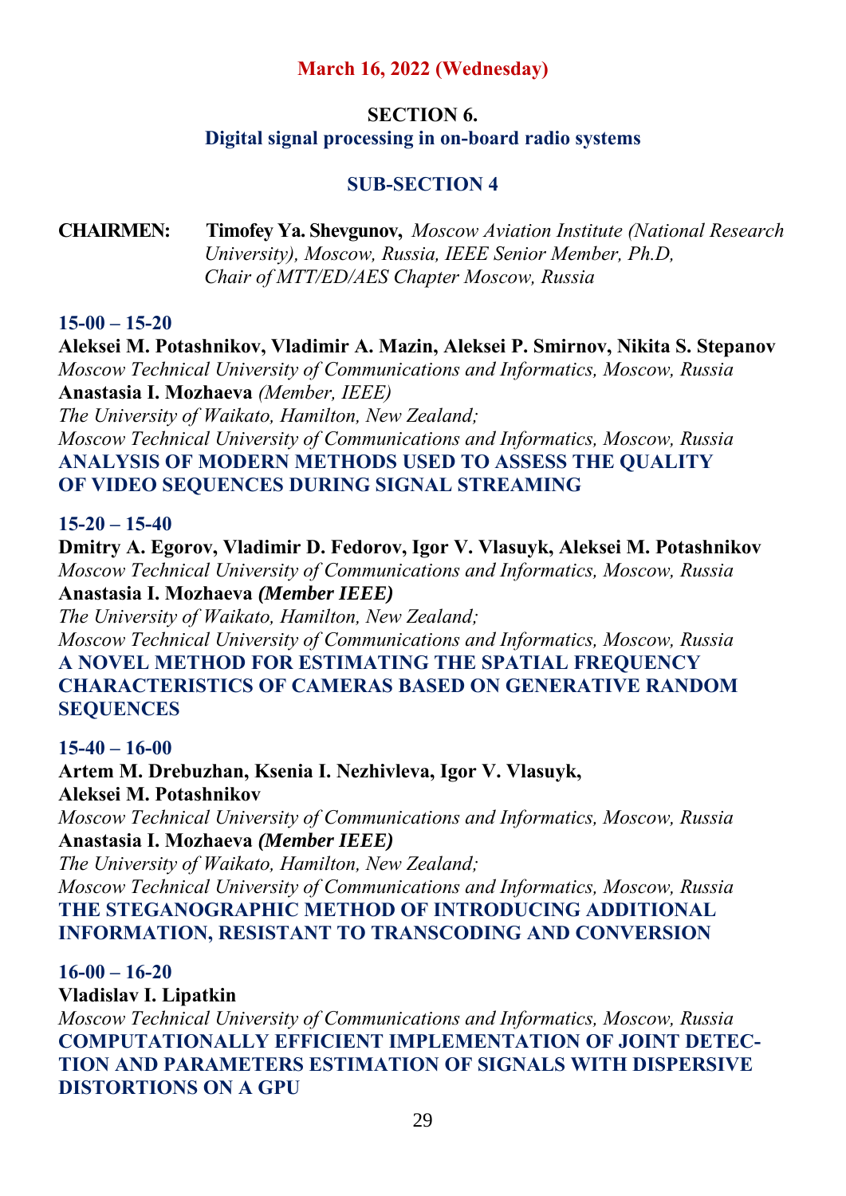**March 16, 2022 (Wednesday)**

## SECTION 6.
## Digital signal processing in on-board radio systems

### SUB-SECTION 4

**CHAIRMEN:** **Timofey Ya. Shevgunov,** *Moscow Aviation Institute (National Research University), Moscow, Russia, IEEE Senior Member, Ph.D, Chair of MTT/ED/AES Chapter Moscow, Russia*

**15-00 – 15-20**

**Aleksei M. Potashnikov, Vladimir A. Mazin, Aleksei P. Smirnov, Nikita S. Stepanov**
*Moscow Technical University of Communications and Informatics, Moscow, Russia*
**Anastasia I. Mozhaeva** *(Member, IEEE)*
*The University of Waikato, Hamilton, New Zealand;*
*Moscow Technical University of Communications and Informatics, Moscow, Russia*
**ANALYSIS OF MODERN METHODS USED TO ASSESS THE QUALITY OF VIDEO SEQUENCES DURING SIGNAL STREAMING**

**15-20 – 15-40**

**Dmitry A. Egorov, Vladimir D. Fedorov, Igor V. Vlasuyk, Aleksei M. Potashnikov**
*Moscow Technical University of Communications and Informatics, Moscow, Russia*
**Anastasia I. Mozhaeva** ***(Member IEEE)***
*The University of Waikato, Hamilton, New Zealand;*
*Moscow Technical University of Communications and Informatics, Moscow, Russia*
**A NOVEL METHOD FOR ESTIMATING THE SPATIAL FREQUENCY CHARACTERISTICS OF CAMERAS BASED ON GENERATIVE RANDOM SEQUENCES**

**15-40 – 16-00**

**Artem M. Drebuzhan, Ksenia I. Nezhivleva, Igor V. Vlasuyk, Aleksei M. Potashnikov**
*Moscow Technical University of Communications and Informatics, Moscow, Russia*
**Anastasia I. Mozhaeva** ***(Member IEEE)***
*The University of Waikato, Hamilton, New Zealand;*
*Moscow Technical University of Communications and Informatics, Moscow, Russia*
**THE STEGANOGRAPHIC METHOD OF INTRODUCING ADDITIONAL INFORMATION, RESISTANT TO TRANSCODING AND CONVERSION**

**16-00 – 16-20**

**Vladislav I. Lipatkin**
*Moscow Technical University of Communications and Informatics, Moscow, Russia*
**COMPUTATIONALLY EFFICIENT IMPLEMENTATION OF JOINT DETECTION AND PARAMETERS ESTIMATION OF SIGNALS WITH DISPERSIVE DISTORTIONS ON A GPU**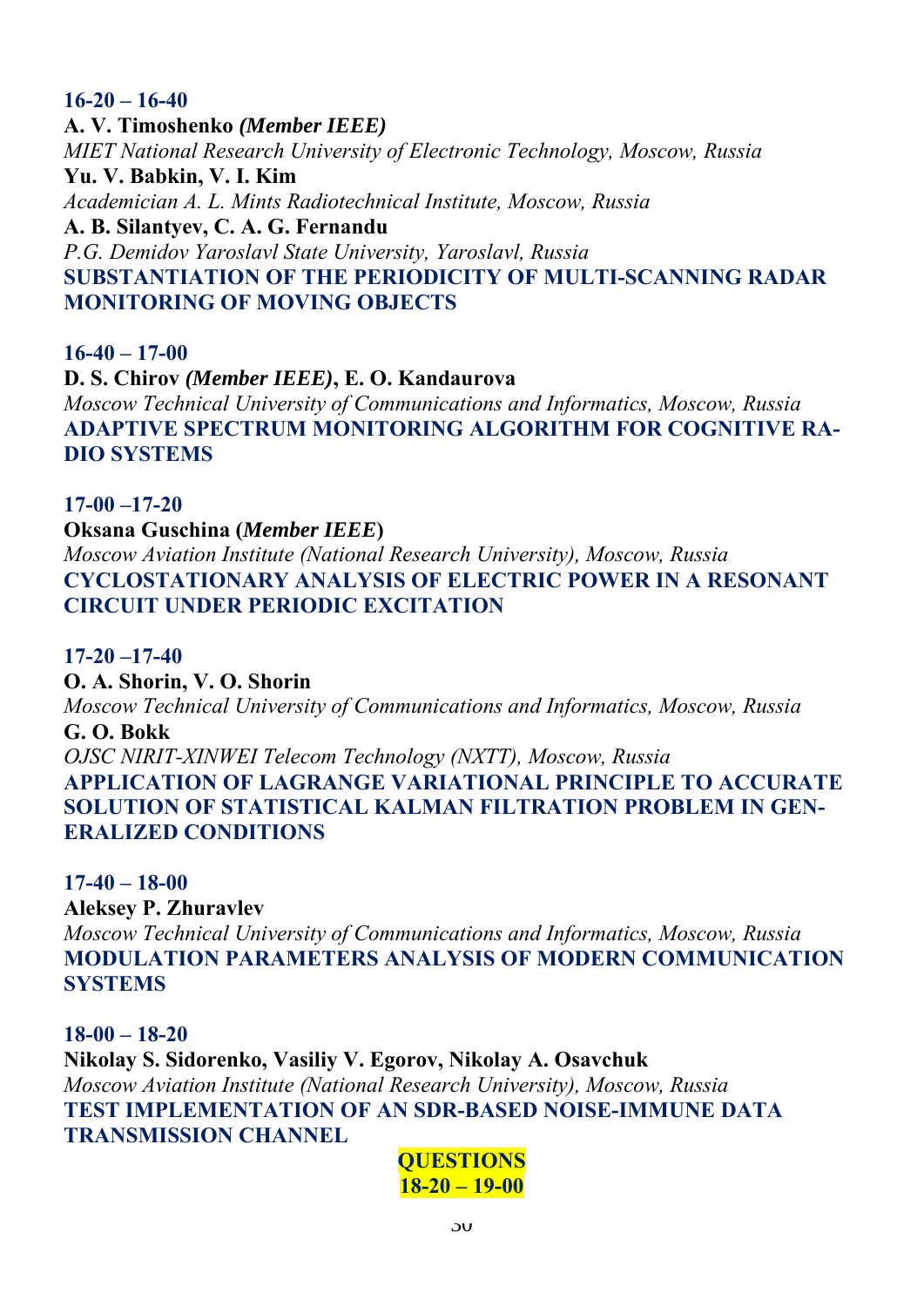**16-20 – 16-40**

**A. V. Timoshenko *(Member IEEE)***

*MIET National Research University of Electronic Technology, Moscow, Russia*

**Yu. V. Babkin, V. I. Kim**

*Academician A. L. Mints Radiotechnical Institute, Moscow, Russia*

**A. B. Silantyev, C. A. G. Fernandu**

*P.G. Demidov Yaroslavl State University, Yaroslavl, Russia*

**SUBSTANTIATION OF THE PERIODICITY OF MULTI-SCANNING RADAR MONITORING OF MOVING OBJECTS**

**16-40 – 17-00**

**D. S. Chirov *(Member IEEE)*, E. O. Kandaurova**

*Moscow Technical University of Communications and Informatics, Moscow, Russia*

**ADAPTIVE SPECTRUM MONITORING ALGORITHM FOR COGNITIVE RADIO SYSTEMS**

**17-00 –17-20**

**Oksana Guschina (*Member IEEE*)**

*Moscow Aviation Institute (National Research University), Moscow, Russia*

**CYCLOSTATIONARY ANALYSIS OF ELECTRIC POWER IN A RESONANT CIRCUIT UNDER PERIODIC EXCITATION**

**17-20 –17-40**

**O. A. Shorin, V. O. Shorin**

*Moscow Technical University of Communications and Informatics, Moscow, Russia*

**G. O. Bokk**

*OJSC NIRIT-XINWEI Telecom Technology (NXTT), Moscow, Russia*

**APPLICATION OF LAGRANGE VARIATIONAL PRINCIPLE TO ACCURATE SOLUTION OF STATISTICAL KALMAN FILTRATION PROBLEM IN GENERALIZED CONDITIONS**

**17-40 – 18-00**

**Aleksey P. Zhuravlev**

*Moscow Technical University of Communications and Informatics, Moscow, Russia*

**MODULATION PARAMETERS ANALYSIS OF MODERN COMMUNICATION SYSTEMS**

**18-00 – 18-20**

**Nikolay S. Sidorenko, Vasiliy V. Egorov, Nikolay A. Osavchuk**

*Moscow Aviation Institute (National Research University), Moscow, Russia*

**TEST IMPLEMENTATION OF AN SDR-BASED NOISE-IMMUNE DATA TRANSMISSION CHANNEL**

**QUESTIONS**
**18-20 – 19-00**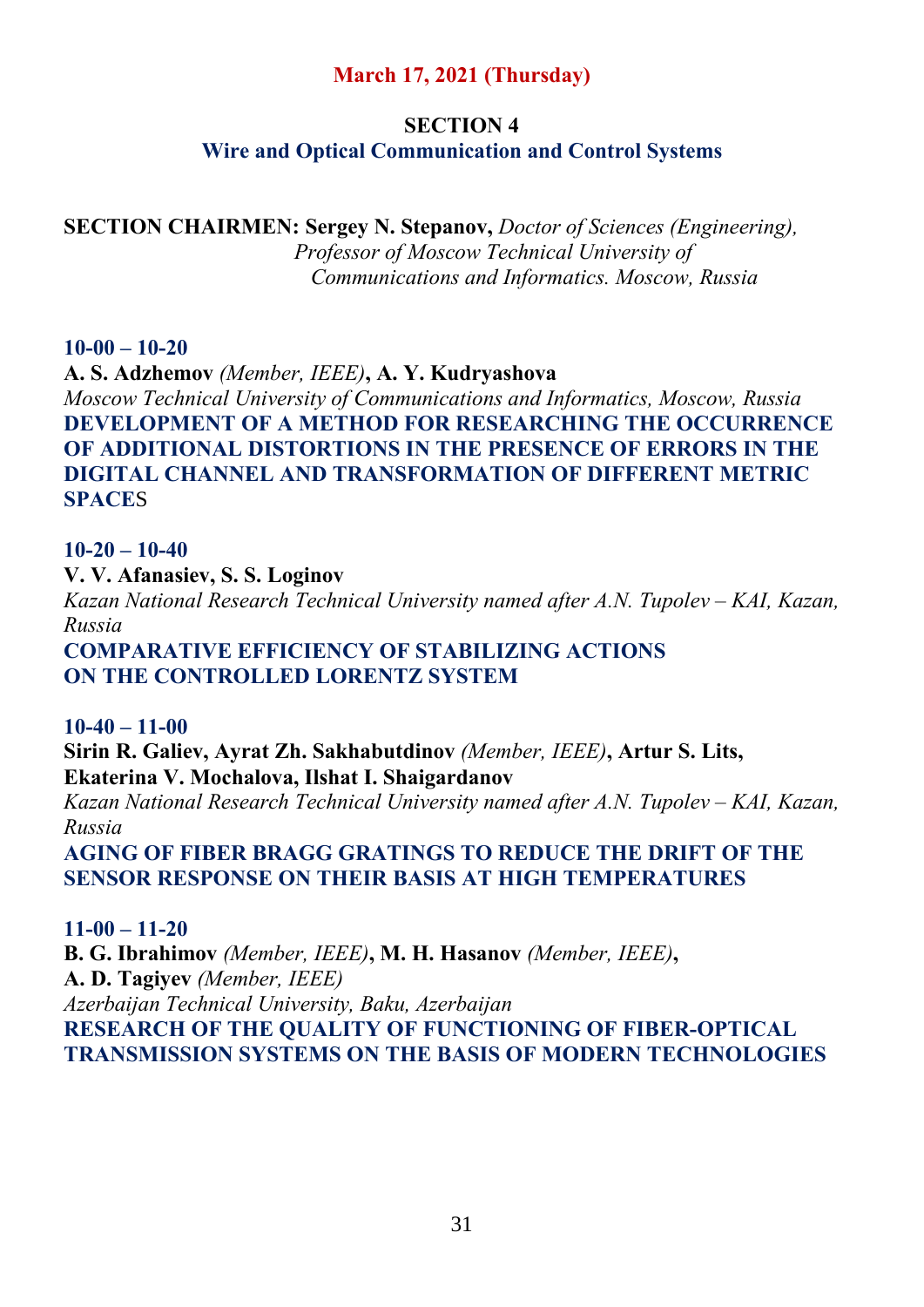**March 17, 2021 (Thursday)**

## SECTION 4
## Wire and Optical Communication and Control Systems

**SECTION CHAIRMEN: Sergey N. Stepanov,** *Doctor of Sciences (Engineering), Professor of Moscow Technical University of Communications and Informatics. Moscow, Russia*

**10-00 – 10-20**
**A. S. Adzhemov** *(Member, IEEE)*, **A. Y. Kudryashova**
*Moscow Technical University of Communications and Informatics, Moscow, Russia*
**DEVELOPMENT OF A METHOD FOR RESEARCHING THE OCCURRENCE OF ADDITIONAL DISTORTIONS IN THE PRESENCE OF ERRORS IN THE DIGITAL CHANNEL AND TRANSFORMATION OF DIFFERENT METRIC SPACES**

**10-20 – 10-40**
**V. V. Afanasiev, S. S. Loginov**
*Kazan National Research Technical University named after A.N. Tupolev – KAI, Kazan, Russia*
**COMPARATIVE EFFICIENCY OF STABILIZING ACTIONS ON THE CONTROLLED LORENTZ SYSTEM**

**10-40 – 11-00**
**Sirin R. Galiev, Ayrat Zh. Sakhabutdinov** *(Member, IEEE)*, **Artur S. Lits, Ekaterina V. Mochalova, Ilshat I. Shaigardanov**
*Kazan National Research Technical University named after A.N. Tupolev – KAI, Kazan, Russia*
**AGING OF FIBER BRAGG GRATINGS TO REDUCE THE DRIFT OF THE SENSOR RESPONSE ON THEIR BASIS AT HIGH TEMPERATURES**

**11-00 – 11-20**
**B. G. Ibrahimov** *(Member, IEEE)*, **M. H. Hasanov** *(Member, IEEE)*, **A. D. Tagiyev** *(Member, IEEE)*
*Azerbaijan Technical University, Baku, Azerbaijan*
**RESEARCH OF THE QUALITY OF FUNCTIONING OF FIBER-OPTICAL TRANSMISSION SYSTEMS ON THE BASIS OF MODERN TECHNOLOGIES**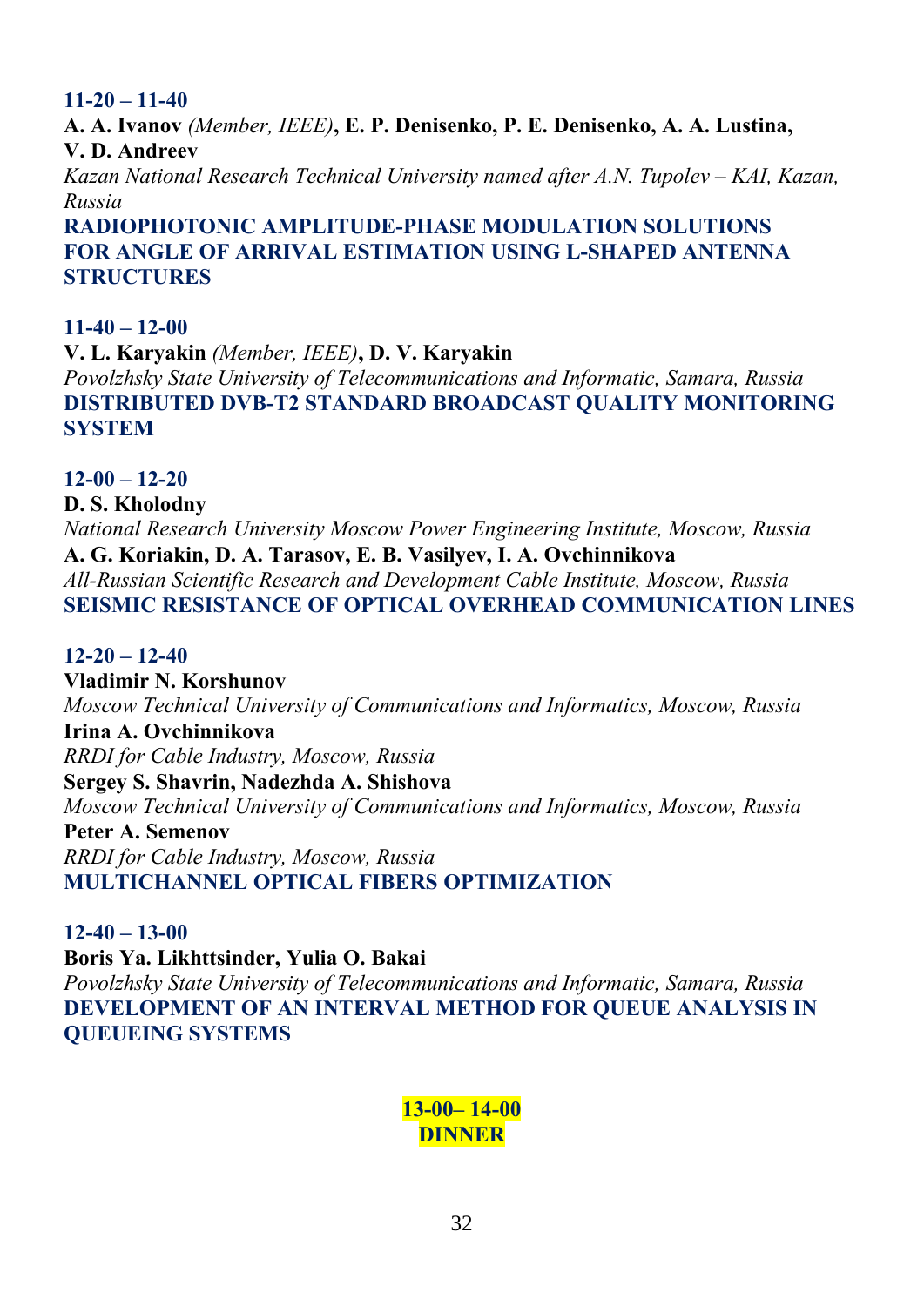**11-20 – 11-40**

**A. A. Ivanov** *(Member, IEEE)***, E. P. Denisenko, P. E. Denisenko, A. A. Lustina, V. D. Andreev**

*Kazan National Research Technical University named after A.N. Tupolev – KAI, Kazan, Russia*

**RADIOPHOTONIC AMPLITUDE-PHASE MODULATION SOLUTIONS FOR ANGLE OF ARRIVAL ESTIMATION USING L-SHAPED ANTENNA STRUCTURES**

**11-40 – 12-00**

**V. L. Karyakin** *(Member, IEEE)***, D. V. Karyakin**

*Povolzhsky State University of Telecommunications and Informatic, Samara, Russia*

**DISTRIBUTED DVB-T2 STANDARD BROADCAST QUALITY MONITORING SYSTEM**

**12-00 – 12-20**

**D. S. Kholodny**

*National Research University Moscow Power Engineering Institute, Moscow, Russia*

**A. G. Koriakin, D. A. Tarasov, E. B. Vasilyev, I. A. Ovchinnikova**

*All-Russian Scientific Research and Development Cable Institute, Moscow, Russia*

**SEISMIC RESISTANCE OF OPTICAL OVERHEAD COMMUNICATION LINES**

**12-20 – 12-40**

**Vladimir N. Korshunov**

*Moscow Technical University of Communications and Informatics, Moscow, Russia*

**Irina A. Ovchinnikova**

*RRDI for Cable Industry, Moscow, Russia*

**Sergey S. Shavrin, Nadezhda A. Shishova**

*Moscow Technical University of Communications and Informatics, Moscow, Russia*

**Peter A. Semenov**

*RRDI for Cable Industry, Moscow, Russia*

**MULTICHANNEL OPTICAL FIBERS OPTIMIZATION**

**12-40 – 13-00**

**Boris Ya. Likhttsinder, Yulia O. Bakai**

*Povolzhsky State University of Telecommunications and Informatic, Samara, Russia*

**DEVELOPMENT OF AN INTERVAL METHOD FOR QUEUE ANALYSIS IN QUEUEING SYSTEMS**

**13-00– 14-00**
**DINNER**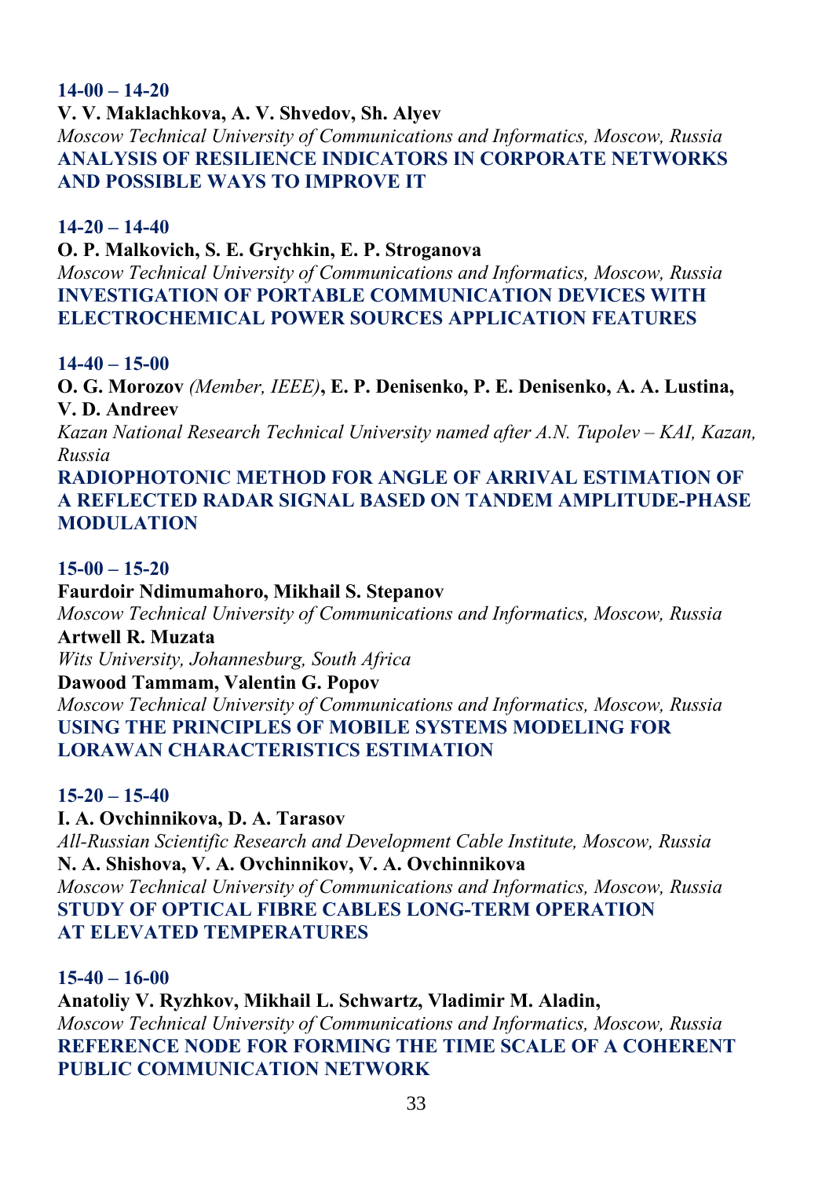**14-00 – 14-20**

**V. V. Maklachkova, A. V. Shvedov, Sh. Alyev**

*Moscow Technical University of Communications and Informatics, Moscow, Russia*

**ANALYSIS OF RESILIENCE INDICATORS IN CORPORATE NETWORKS AND POSSIBLE WAYS TO IMPROVE IT**

**14-20 – 14-40**

**O. P. Malkovich, S. E. Grychkin, E. P. Stroganova**

*Moscow Technical University of Communications and Informatics, Moscow, Russia*

**INVESTIGATION OF PORTABLE COMMUNICATION DEVICES WITH ELECTROCHEMICAL POWER SOURCES APPLICATION FEATURES**

**14-40 – 15-00**

**O. G. Morozov** *(Member, IEEE)***, E. P. Denisenko, P. E. Denisenko, A. A. Lustina, V. D. Andreev**

*Kazan National Research Technical University named after A.N. Tupolev – KAI, Kazan, Russia*

**RADIOPHOTONIC METHOD FOR ANGLE OF ARRIVAL ESTIMATION OF A REFLECTED RADAR SIGNAL BASED ON TANDEM AMPLITUDE-PHASE MODULATION**

**15-00 – 15-20**

**Faurdoir Ndimumahoro, Mikhail S. Stepanov**

*Moscow Technical University of Communications and Informatics, Moscow, Russia*

**Artwell R. Muzata**

*Wits University, Johannesburg, South Africa*

**Dawood Tammam, Valentin G. Popov**

*Moscow Technical University of Communications and Informatics, Moscow, Russia*

**USING THE PRINCIPLES OF MOBILE SYSTEMS MODELING FOR LORAWAN CHARACTERISTICS ESTIMATION**

**15-20 – 15-40**

**I. A. Ovchinnikova, D. A. Tarasov**

*All-Russian Scientific Research and Development Cable Institute, Moscow, Russia*

**N. A. Shishova, V. A. Ovchinnikov, V. A. Ovchinnikova**

*Moscow Technical University of Communications and Informatics, Moscow, Russia*

**STUDY OF OPTICAL FIBRE CABLES LONG-TERM OPERATION AT ELEVATED TEMPERATURES**

**15-40 – 16-00**

**Anatoliy V. Ryzhkov, Mikhail L. Schwartz, Vladimir M. Aladin,**

*Moscow Technical University of Communications and Informatics, Moscow, Russia*

**REFERENCE NODE FOR FORMING THE TIME SCALE OF A COHERENT PUBLIC COMMUNICATION NETWORK**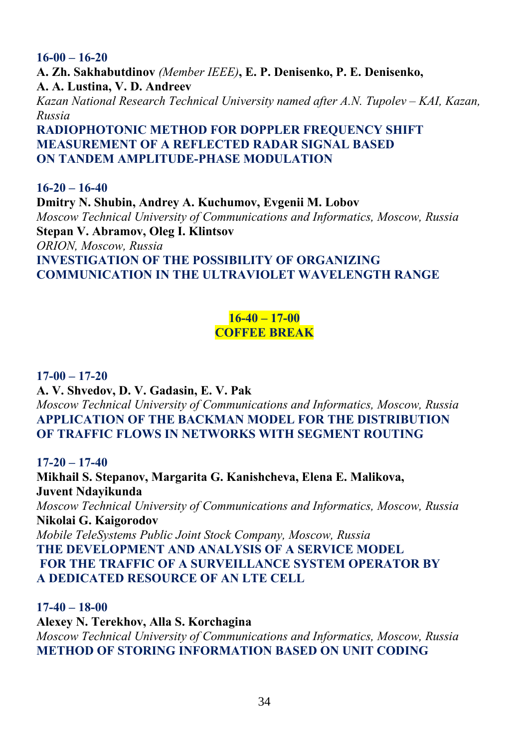**16-00 – 16-20**

**A. Zh. Sakhabutdinov** *(Member IEEE)*, **E. P. Denisenko, P. E. Denisenko, A. A. Lustina, V. D. Andreev**

*Kazan National Research Technical University named after A.N. Tupolev – KAI, Kazan, Russia*

**RADIOPHOTONIC METHOD FOR DOPPLER FREQUENCY SHIFT MEASUREMENT OF A REFLECTED RADAR SIGNAL BASED ON TANDEM AMPLITUDE-PHASE MODULATION**

**16-20 – 16-40**

**Dmitry N. Shubin, Andrey A. Kuchumov, Evgenii M. Lobov**

*Moscow Technical University of Communications and Informatics, Moscow, Russia*

**Stepan V. Abramov, Oleg I. Klintsov**

*ORION, Moscow, Russia*

**INVESTIGATION OF THE POSSIBILITY OF ORGANIZING COMMUNICATION IN THE ULTRAVIOLET WAVELENGTH RANGE**

**16-40 – 17-00**
**COFFEE BREAK**

**17-00 – 17-20**

**A. V. Shvedov, D. V. Gadasin, E. V. Pak**

*Moscow Technical University of Communications and Informatics, Moscow, Russia*

**APPLICATION OF THE BACKMAN MODEL FOR THE DISTRIBUTION OF TRAFFIC FLOWS IN NETWORKS WITH SEGMENT ROUTING**

**17-20 – 17-40**

**Mikhail S. Stepanov, Margarita G. Kanishcheva, Elena E. Malikova, Juvent Ndayikunda**

*Moscow Technical University of Communications and Informatics, Moscow, Russia*

**Nikolai G. Kaigorodov**

*Mobile TeleSystems Public Joint Stock Company, Moscow, Russia*

**THE DEVELOPMENT AND ANALYSIS OF A SERVICE MODEL FOR THE TRAFFIC OF A SURVEILLANCE SYSTEM OPERATOR BY A DEDICATED RESOURCE OF AN LTE CELL**

**17-40 – 18-00**

**Alexey N. Terekhov, Alla S. Korchagina**

*Moscow Technical University of Communications and Informatics, Moscow, Russia*

**METHOD OF STORING INFORMATION BASED ON UNIT CODING**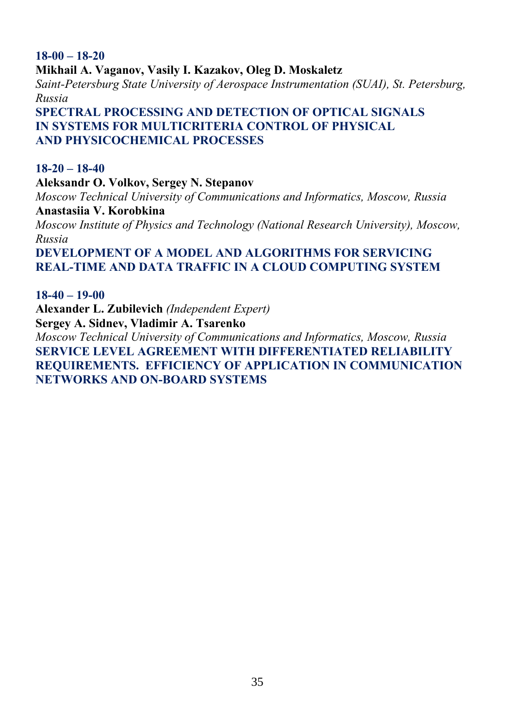**18-00 – 18-20**

**Mikhail A. Vaganov, Vasily I. Kazakov, Oleg D. Moskaletz**

*Saint-Petersburg State University of Aerospace Instrumentation (SUAI), St. Petersburg, Russia*

**SPECTRAL PROCESSING AND DETECTION OF OPTICAL SIGNALS IN SYSTEMS FOR MULTICRITERIA CONTROL OF PHYSICAL AND PHYSICOCHEMICAL PROCESSES**

**18-20 – 18-40**

**Aleksandr O. Volkov, Sergey N. Stepanov**

*Moscow Technical University of Communications and Informatics, Moscow, Russia*

**Anastasiia V. Korobkina**

*Moscow Institute of Physics and Technology (National Research University), Moscow, Russia*

**DEVELOPMENT OF A MODEL AND ALGORITHMS FOR SERVICING REAL-TIME AND DATA TRAFFIC IN A CLOUD COMPUTING SYSTEM**

**18-40 – 19-00**

**Alexander L. Zubilevich** *(Independent Expert)*

**Sergey A. Sidnev, Vladimir A. Tsarenko**

*Moscow Technical University of Communications and Informatics, Moscow, Russia*

**SERVICE LEVEL AGREEMENT WITH DIFFERENTIATED RELIABILITY REQUIREMENTS. EFFICIENCY OF APPLICATION IN COMMUNICATION NETWORKS AND ON-BOARD SYSTEMS**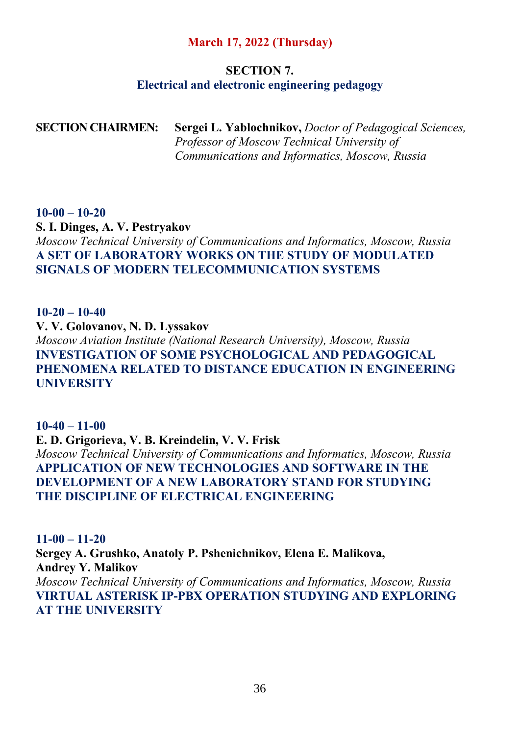**March 17, 2022 (Thursday)**

## SECTION 7.
## Electrical and electronic engineering pedagogy

**SECTION CHAIRMEN:** **Sergei L. Yablochnikov,** *Doctor of Pedagogical Sciences, Professor of Moscow Technical University of Communications and Informatics, Moscow, Russia*

**10-00 – 10-20**
**S. I. Dinges, A. V. Pestryakov**
*Moscow Technical University of Communications and Informatics, Moscow, Russia*
**A SET OF LABORATORY WORKS ON THE STUDY OF MODULATED SIGNALS OF MODERN TELECOMMUNICATION SYSTEMS**

**10-20 – 10-40**
**V. V. Golovanov, N. D. Lyssakov**
*Moscow Aviation Institute (National Research University), Moscow, Russia*
**INVESTIGATION OF SOME PSYCHOLOGICAL AND PEDAGOGICAL PHENOMENA RELATED TO DISTANCE EDUCATION IN ENGINEERING UNIVERSITY**

**10-40 – 11-00**
**E. D. Grigorieva, V. B. Kreindelin, V. V. Frisk**
*Moscow Technical University of Communications and Informatics, Moscow, Russia*
**APPLICATION OF NEW TECHNOLOGIES AND SOFTWARE IN THE DEVELOPMENT OF A NEW LABORATORY STAND FOR STUDYING THE DISCIPLINE OF ELECTRICAL ENGINEERING**

**11-00 – 11-20**
**Sergey A. Grushko, Anatoly P. Pshenichnikov, Elena E. Malikova, Andrey Y. Malikov**
*Moscow Technical University of Communications and Informatics, Moscow, Russia*
**VIRTUAL ASTERISK IP-PBX OPERATION STUDYING AND EXPLORING AT THE UNIVERSITY**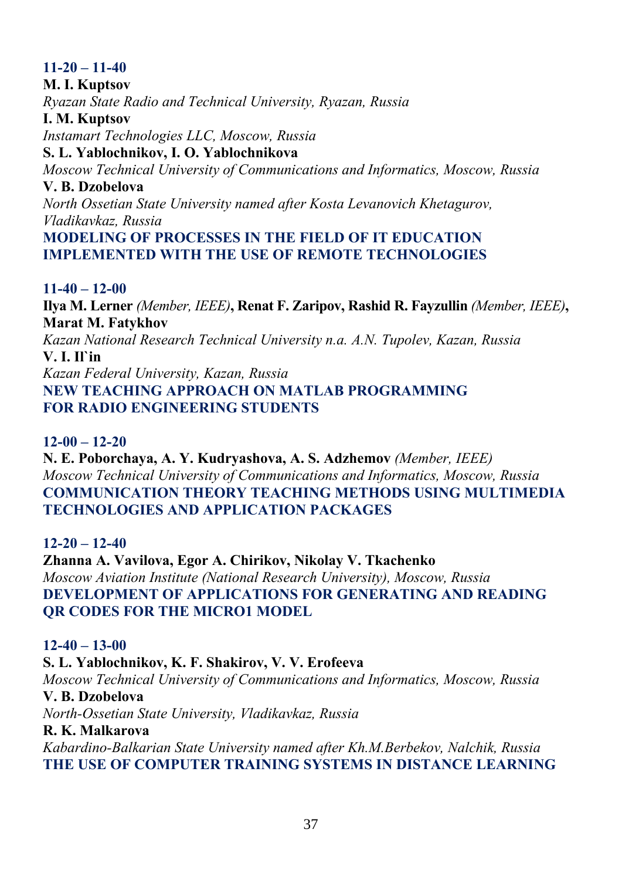**11-20 – 11-40**

**M. I. Kuptsov**

*Ryazan State Radio and Technical University, Ryazan, Russia*

**I. M. Kuptsov**

*Instamart Technologies LLC, Moscow, Russia*

**S. L. Yablochnikov, I. O. Yablochnikova**

*Moscow Technical University of Communications and Informatics, Moscow, Russia*

**V. B. Dzobelova**

*North Ossetian State University named after Kosta Levanovich Khetagurov, Vladikavkaz, Russia*

**MODELING OF PROCESSES IN THE FIELD OF IT EDUCATION IMPLEMENTED WITH THE USE OF REMOTE TECHNOLOGIES**

**11-40 – 12-00**

**Ilya M. Lerner** *(Member, IEEE)*, **Renat F. Zaripov, Rashid R. Fayzullin** *(Member, IEEE)*, **Marat M. Fatykhov**

*Kazan National Research Technical University n.a. A.N. Tupolev, Kazan, Russia*

**V. I. Il`in**

*Kazan Federal University, Kazan, Russia*

**NEW TEACHING APPROACH ON MATLAB PROGRAMMING FOR RADIO ENGINEERING STUDENTS**

**12-00 – 12-20**

**N. E. Poborchaya, A. Y. Kudryashova, A. S. Adzhemov** *(Member, IEEE)*

*Moscow Technical University of Communications and Informatics, Moscow, Russia*

**COMMUNICATION THEORY TEACHING METHODS USING MULTIMEDIA TECHNOLOGIES AND APPLICATION PACKAGES**

**12-20 – 12-40**

**Zhanna A. Vavilova, Egor A. Chirikov, Nikolay V. Tkachenko**

*Moscow Aviation Institute (National Research University), Moscow, Russia*

**DEVELOPMENT OF APPLICATIONS FOR GENERATING AND READING QR CODES FOR THE MICRO1 MODEL**

**12-40 – 13-00**

**S. L. Yablochnikov, K. F. Shakirov, V. V. Erofeeva**

*Moscow Technical University of Communications and Informatics, Moscow, Russia*

**V. B. Dzobelova**

*North-Ossetian State University, Vladikavkaz, Russia*

**R. K. Malkarova**

*Kabardino-Balkarian State University named after Kh.M.Berbekov, Nalchik, Russia*

**THE USE OF COMPUTER TRAINING SYSTEMS IN DISTANCE LEARNING**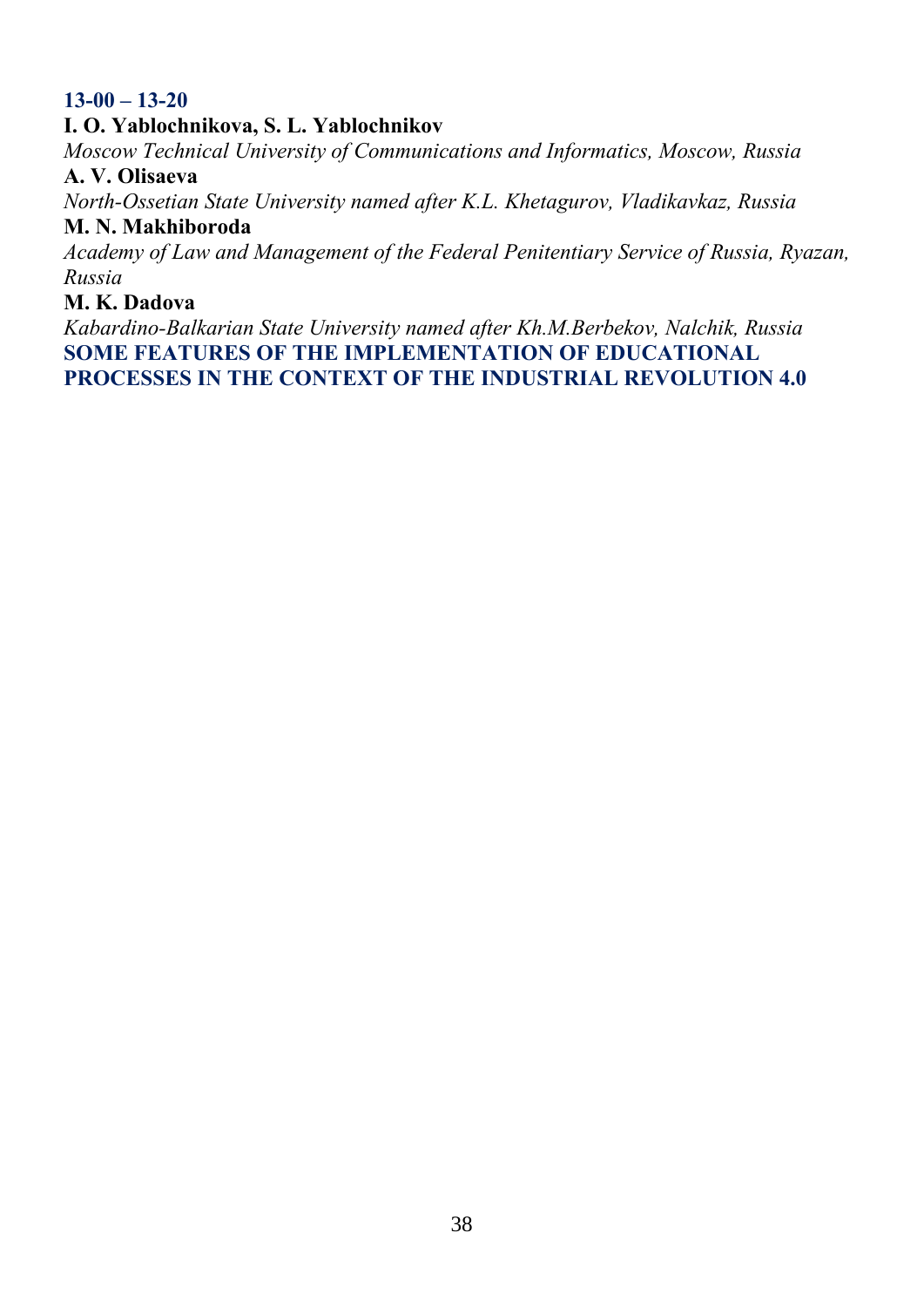**13-00 – 13-20**

**I. O. Yablochnikova, S. L. Yablochnikov**

*Moscow Technical University of Communications and Informatics, Moscow, Russia*

**A. V. Olisaeva**

*North-Ossetian State University named after K.L. Khetagurov, Vladikavkaz, Russia*

**M. N. Makhiboroda**

*Academy of Law and Management of the Federal Penitentiary Service of Russia, Ryazan, Russia*

**M. K. Dadova**

*Kabardino-Balkarian State University named after Kh.M.Berbekov, Nalchik, Russia*

**SOME FEATURES OF THE IMPLEMENTATION OF EDUCATIONAL PROCESSES IN THE CONTEXT OF THE INDUSTRIAL REVOLUTION 4.0**